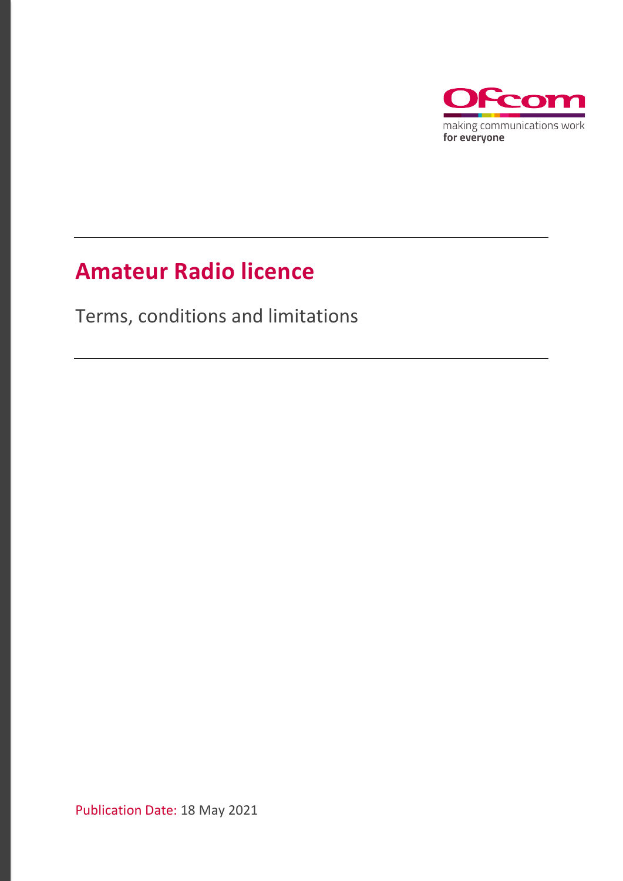Ofcom

making communications work
**for everyone**

# Amateur Radio licence

Terms, conditions and limitations

Publication Date: 18 May 2021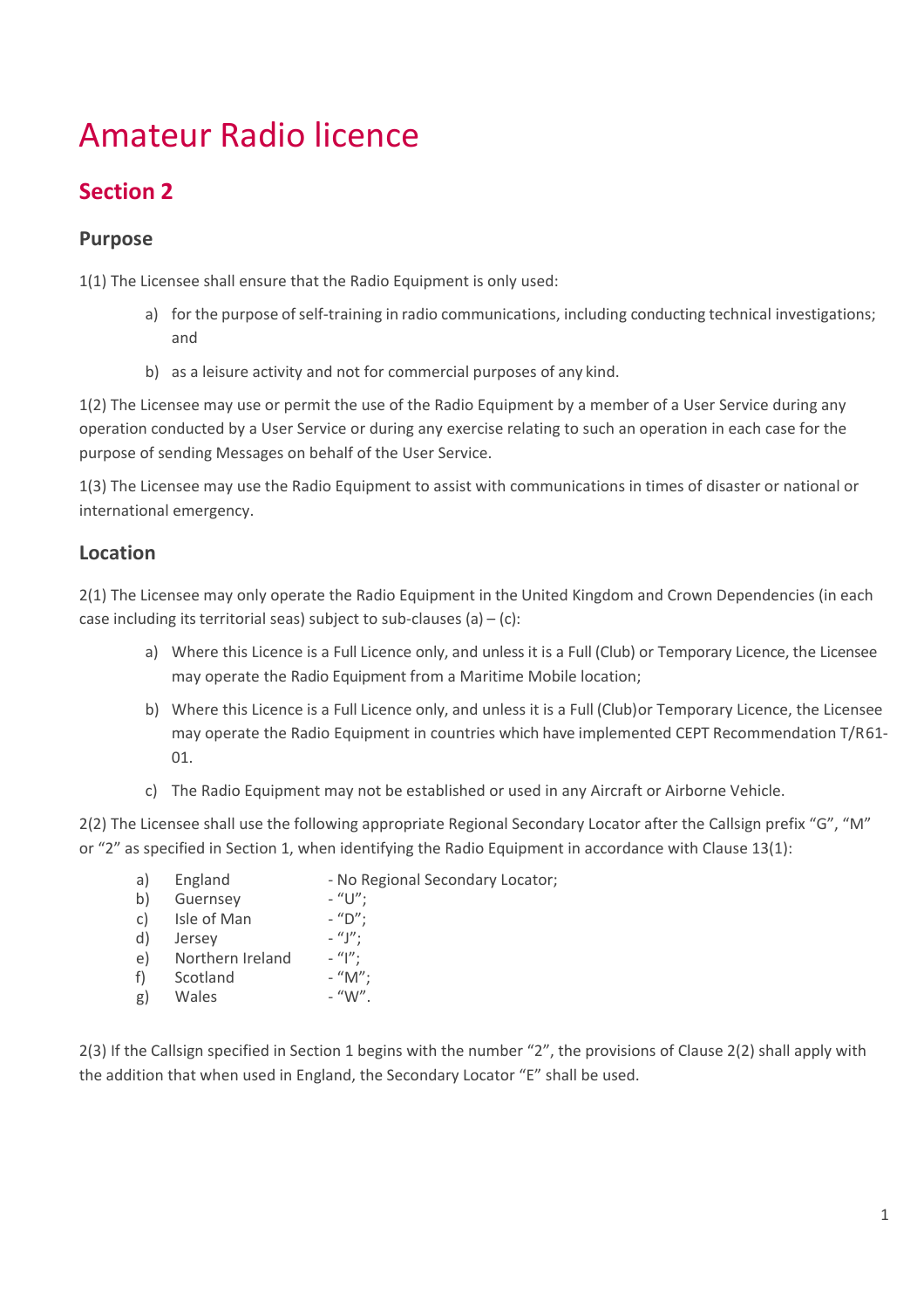# Amateur Radio licence

## Section 2

### Purpose

1(1) The Licensee shall ensure that the Radio Equipment is only used:

a) for the purpose of self-training in radio communications, including conducting technical investigations; and

b) as a leisure activity and not for commercial purposes of any kind.

1(2) The Licensee may use or permit the use of the Radio Equipment by a member of a User Service during any operation conducted by a User Service or during any exercise relating to such an operation in each case for the purpose of sending Messages on behalf of the User Service.

1(3) The Licensee may use the Radio Equipment to assist with communications in times of disaster or national or international emergency.

### Location

2(1) The Licensee may only operate the Radio Equipment in the United Kingdom and Crown Dependencies (in each case including its territorial seas) subject to sub-clauses (a) – (c):

a) Where this Licence is a Full Licence only, and unless it is a Full (Club) or Temporary Licence, the Licensee may operate the Radio Equipment from a Maritime Mobile location;

b) Where this Licence is a Full Licence only, and unless it is a Full (Club)or Temporary Licence, the Licensee may operate the Radio Equipment in countries which have implemented CEPT Recommendation T/R61-01.

c) The Radio Equipment may not be established or used in any Aircraft or Airborne Vehicle.

2(2) The Licensee shall use the following appropriate Regional Secondary Locator after the Callsign prefix "G", "M" or "2" as specified in Section 1, when identifying the Radio Equipment in accordance with Clause 13(1):

a) England - No Regional Secondary Locator;
b) Guernsey - "U";
c) Isle of Man - "D";
d) Jersey - "J";
e) Northern Ireland - "I";
f) Scotland - "M";
g) Wales - "W".

2(3) If the Callsign specified in Section 1 begins with the number "2", the provisions of Clause 2(2) shall apply with the addition that when used in England, the Secondary Locator "E" shall be used.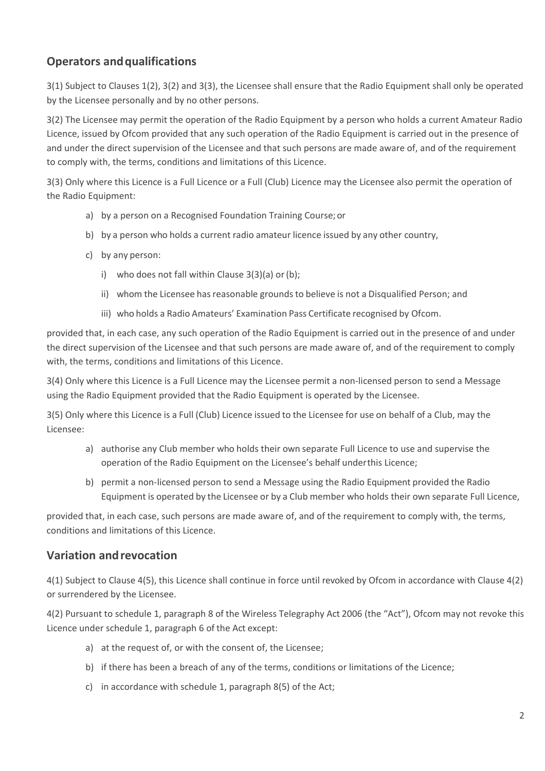## Operators and qualifications

3(1) Subject to Clauses 1(2), 3(2) and 3(3), the Licensee shall ensure that the Radio Equipment shall only be operated by the Licensee personally and by no other persons.

3(2) The Licensee may permit the operation of the Radio Equipment by a person who holds a current Amateur Radio Licence, issued by Ofcom provided that any such operation of the Radio Equipment is carried out in the presence of and under the direct supervision of the Licensee and that such persons are made aware of, and of the requirement to comply with, the terms, conditions and limitations of this Licence.

3(3) Only where this Licence is a Full Licence or a Full (Club) Licence may the Licensee also permit the operation of the Radio Equipment:

- a) by a person on a Recognised Foundation Training Course; or
- b) by a person who holds a current radio amateur licence issued by any other country,
- c) by any person:
  - i) who does not fall within Clause 3(3)(a) or (b);
  - ii) whom the Licensee has reasonable grounds to believe is not a Disqualified Person; and
  - iii) who holds a Radio Amateurs' Examination Pass Certificate recognised by Ofcom.

provided that, in each case, any such operation of the Radio Equipment is carried out in the presence of and under the direct supervision of the Licensee and that such persons are made aware of, and of the requirement to comply with, the terms, conditions and limitations of this Licence.

3(4) Only where this Licence is a Full Licence may the Licensee permit a non-licensed person to send a Message using the Radio Equipment provided that the Radio Equipment is operated by the Licensee.

3(5) Only where this Licence is a Full (Club) Licence issued to the Licensee for use on behalf of a Club, may the Licensee:

- a) authorise any Club member who holds their own separate Full Licence to use and supervise the operation of the Radio Equipment on the Licensee's behalf under this Licence;
- b) permit a non-licensed person to send a Message using the Radio Equipment provided the Radio Equipment is operated by the Licensee or by a Club member who holds their own separate Full Licence,

provided that, in each case, such persons are made aware of, and of the requirement to comply with, the terms, conditions and limitations of this Licence.

## Variation and revocation

4(1) Subject to Clause 4(5), this Licence shall continue in force until revoked by Ofcom in accordance with Clause 4(2) or surrendered by the Licensee.

4(2) Pursuant to schedule 1, paragraph 8 of the Wireless Telegraphy Act 2006 (the "Act"), Ofcom may not revoke this Licence under schedule 1, paragraph 6 of the Act except:

- a) at the request of, or with the consent of, the Licensee;
- b) if there has been a breach of any of the terms, conditions or limitations of the Licence;
- c) in accordance with schedule 1, paragraph 8(5) of the Act;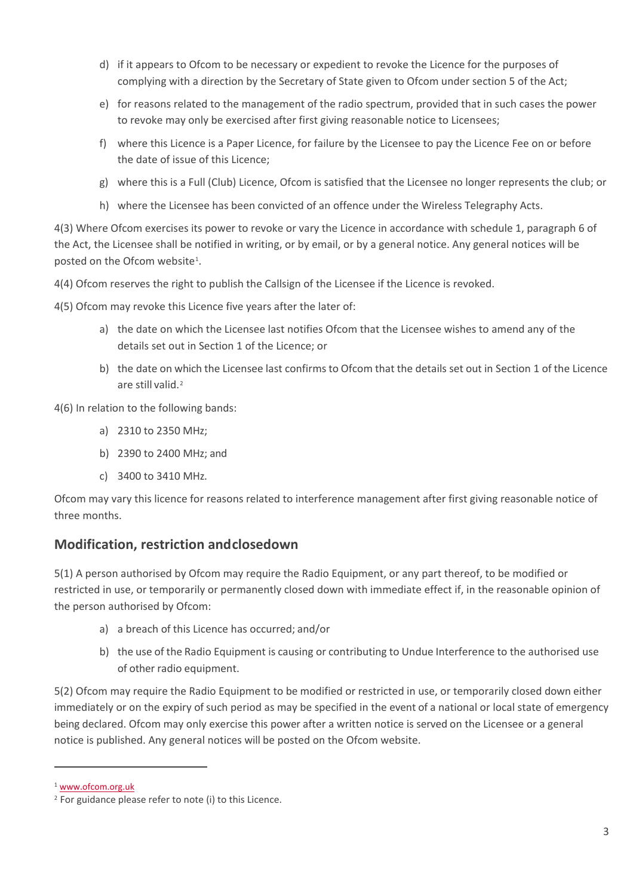d) if it appears to Ofcom to be necessary or expedient to revoke the Licence for the purposes of complying with a direction by the Secretary of State given to Ofcom under section 5 of the Act;

e) for reasons related to the management of the radio spectrum, provided that in such cases the power to revoke may only be exercised after first giving reasonable notice to Licensees;

f) where this Licence is a Paper Licence, for failure by the Licensee to pay the Licence Fee on or before the date of issue of this Licence;

g) where this is a Full (Club) Licence, Ofcom is satisfied that the Licensee no longer represents the club; or

h) where the Licensee has been convicted of an offence under the Wireless Telegraphy Acts.

4(3) Where Ofcom exercises its power to revoke or vary the Licence in accordance with schedule 1, paragraph 6 of the Act, the Licensee shall be notified in writing, or by email, or by a general notice. Any general notices will be posted on the Ofcom website[1].

4(4) Ofcom reserves the right to publish the Callsign of the Licensee if the Licence is revoked.

4(5) Ofcom may revoke this Licence five years after the later of:

a) the date on which the Licensee last notifies Ofcom that the Licensee wishes to amend any of the details set out in Section 1 of the Licence; or

b) the date on which the Licensee last confirms to Ofcom that the details set out in Section 1 of the Licence are still valid.[2]

4(6) In relation to the following bands:

a) 2310 to 2350 MHz;

b) 2390 to 2400 MHz; and

c) 3400 to 3410 MHz.

Ofcom may vary this licence for reasons related to interference management after first giving reasonable notice of three months.

## Modification, restriction and closedown

5(1) A person authorised by Ofcom may require the Radio Equipment, or any part thereof, to be modified or restricted in use, or temporarily or permanently closed down with immediate effect if, in the reasonable opinion of the person authorised by Ofcom:

a) a breach of this Licence has occurred; and/or

b) the use of the Radio Equipment is causing or contributing to Undue Interference to the authorised use of other radio equipment.

5(2) Ofcom may require the Radio Equipment to be modified or restricted in use, or temporarily closed down either immediately or on the expiry of such period as may be specified in the event of a national or local state of emergency being declared. Ofcom may only exercise this power after a written notice is served on the Licensee or a general notice is published. Any general notices will be posted on the Ofcom website.

---

[1] www.ofcom.org.uk

[2] For guidance please refer to note (i) to this Licence.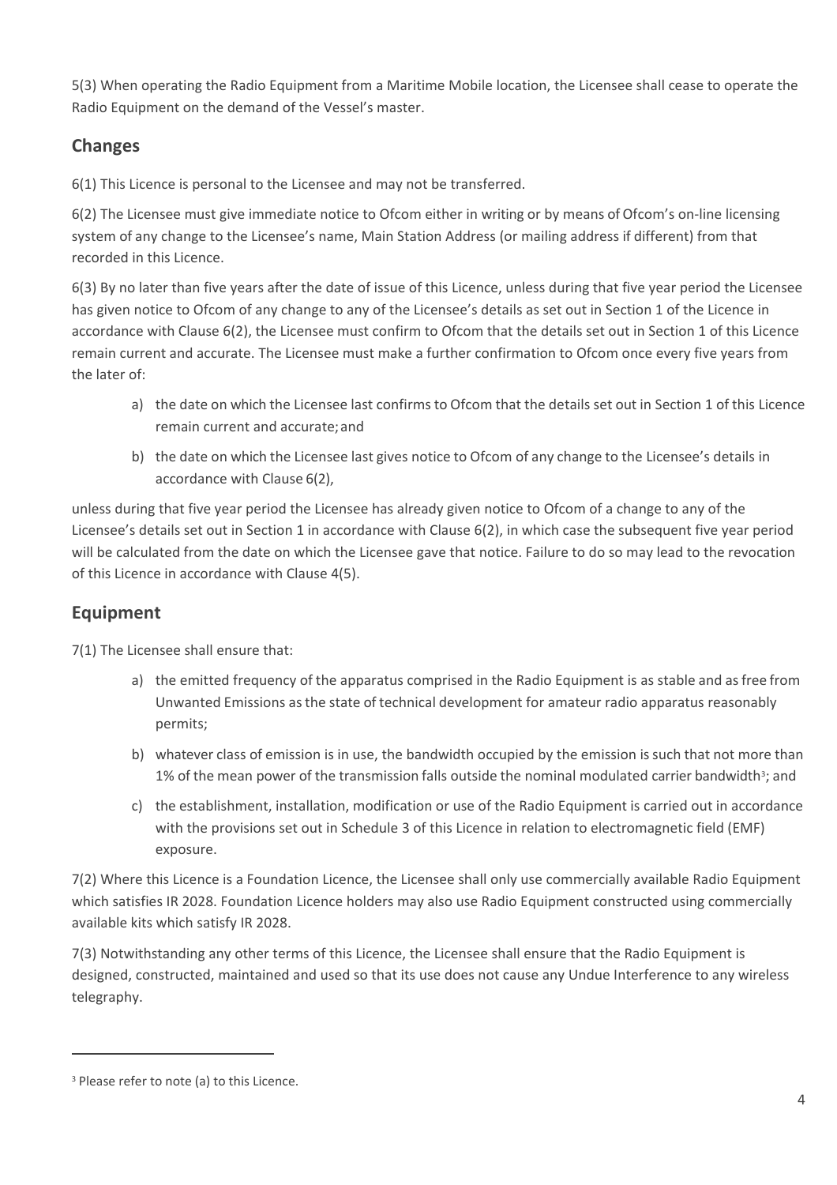5(3) When operating the Radio Equipment from a Maritime Mobile location, the Licensee shall cease to operate the Radio Equipment on the demand of the Vessel's master.

## Changes

6(1) This Licence is personal to the Licensee and may not be transferred.

6(2) The Licensee must give immediate notice to Ofcom either in writing or by means of Ofcom's on-line licensing system of any change to the Licensee's name, Main Station Address (or mailing address if different) from that recorded in this Licence.

6(3) By no later than five years after the date of issue of this Licence, unless during that five year period the Licensee has given notice to Ofcom of any change to any of the Licensee's details as set out in Section 1 of the Licence in accordance with Clause 6(2), the Licensee must confirm to Ofcom that the details set out in Section 1 of this Licence remain current and accurate. The Licensee must make a further confirmation to Ofcom once every five years from the later of:

a) the date on which the Licensee last confirms to Ofcom that the details set out in Section 1 of this Licence remain current and accurate; and

b) the date on which the Licensee last gives notice to Ofcom of any change to the Licensee's details in accordance with Clause 6(2),

unless during that five year period the Licensee has already given notice to Ofcom of a change to any of the Licensee's details set out in Section 1 in accordance with Clause 6(2), in which case the subsequent five year period will be calculated from the date on which the Licensee gave that notice. Failure to do so may lead to the revocation of this Licence in accordance with Clause 4(5).

## Equipment

7(1) The Licensee shall ensure that:

a) the emitted frequency of the apparatus comprised in the Radio Equipment is as stable and as free from Unwanted Emissions as the state of technical development for amateur radio apparatus reasonably permits;

b) whatever class of emission is in use, the bandwidth occupied by the emission is such that not more than 1% of the mean power of the transmission falls outside the nominal modulated carrier bandwidth[3]; and

c) the establishment, installation, modification or use of the Radio Equipment is carried out in accordance with the provisions set out in Schedule 3 of this Licence in relation to electromagnetic field (EMF) exposure.

7(2) Where this Licence is a Foundation Licence, the Licensee shall only use commercially available Radio Equipment which satisfies IR 2028. Foundation Licence holders may also use Radio Equipment constructed using commercially available kits which satisfy IR 2028.

7(3) Notwithstanding any other terms of this Licence, the Licensee shall ensure that the Radio Equipment is designed, constructed, maintained and used so that its use does not cause any Undue Interference to any wireless telegraphy.

[3] Please refer to note (a) to this Licence.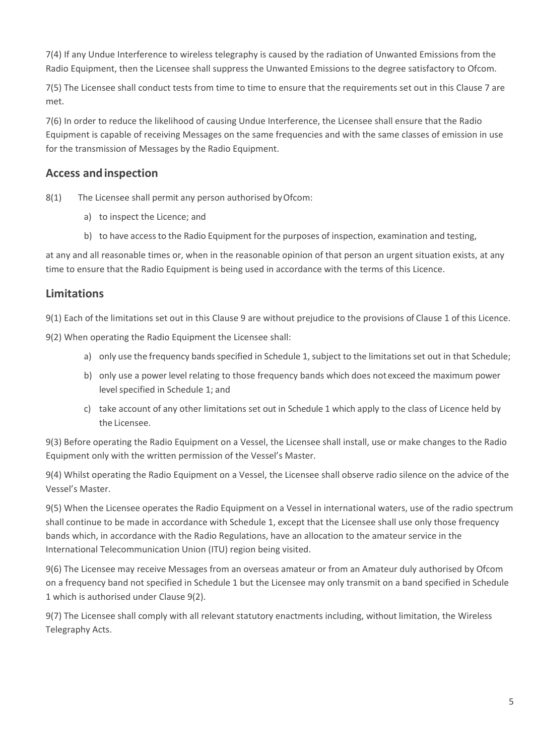7(4) If any Undue Interference to wireless telegraphy is caused by the radiation of Unwanted Emissions from the Radio Equipment, then the Licensee shall suppress the Unwanted Emissions to the degree satisfactory to Ofcom.

7(5) The Licensee shall conduct tests from time to time to ensure that the requirements set out in this Clause 7 are met.

7(6) In order to reduce the likelihood of causing Undue Interference, the Licensee shall ensure that the Radio Equipment is capable of receiving Messages on the same frequencies and with the same classes of emission in use for the transmission of Messages by the Radio Equipment.

## Access and inspection

8(1) The Licensee shall permit any person authorised by Ofcom:

a) to inspect the Licence; and

b) to have access to the Radio Equipment for the purposes of inspection, examination and testing,

at any and all reasonable times or, when in the reasonable opinion of that person an urgent situation exists, at any time to ensure that the Radio Equipment is being used in accordance with the terms of this Licence.

## Limitations

9(1) Each of the limitations set out in this Clause 9 are without prejudice to the provisions of Clause 1 of this Licence.

9(2) When operating the Radio Equipment the Licensee shall:

a) only use the frequency bands specified in Schedule 1, subject to the limitations set out in that Schedule;

b) only use a power level relating to those frequency bands which does not exceed the maximum power level specified in Schedule 1; and

c) take account of any other limitations set out in Schedule 1 which apply to the class of Licence held by the Licensee.

9(3) Before operating the Radio Equipment on a Vessel, the Licensee shall install, use or make changes to the Radio Equipment only with the written permission of the Vessel's Master.

9(4) Whilst operating the Radio Equipment on a Vessel, the Licensee shall observe radio silence on the advice of the Vessel's Master.

9(5) When the Licensee operates the Radio Equipment on a Vessel in international waters, use of the radio spectrum shall continue to be made in accordance with Schedule 1, except that the Licensee shall use only those frequency bands which, in accordance with the Radio Regulations, have an allocation to the amateur service in the International Telecommunication Union (ITU) region being visited.

9(6) The Licensee may receive Messages from an overseas amateur or from an Amateur duly authorised by Ofcom on a frequency band not specified in Schedule 1 but the Licensee may only transmit on a band specified in Schedule 1 which is authorised under Clause 9(2).

9(7) The Licensee shall comply with all relevant statutory enactments including, without limitation, the Wireless Telegraphy Acts.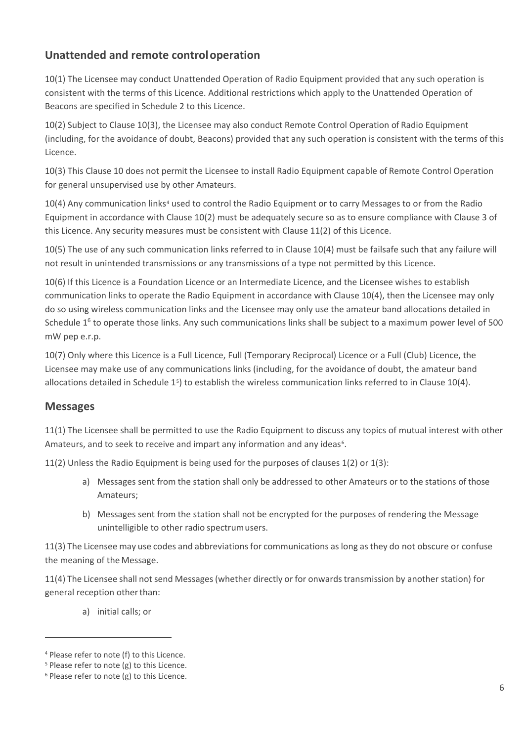## Unattended and remote control operation

10(1) The Licensee may conduct Unattended Operation of Radio Equipment provided that any such operation is consistent with the terms of this Licence. Additional restrictions which apply to the Unattended Operation of Beacons are specified in Schedule 2 to this Licence.

10(2) Subject to Clause 10(3), the Licensee may also conduct Remote Control Operation of Radio Equipment (including, for the avoidance of doubt, Beacons) provided that any such operation is consistent with the terms of this Licence.

10(3) This Clause 10 does not permit the Licensee to install Radio Equipment capable of Remote Control Operation for general unsupervised use by other Amateurs.

10(4) Any communication links[4] used to control the Radio Equipment or to carry Messages to or from the Radio Equipment in accordance with Clause 10(2) must be adequately secure so as to ensure compliance with Clause 3 of this Licence. Any security measures must be consistent with Clause 11(2) of this Licence.

10(5) The use of any such communication links referred to in Clause 10(4) must be failsafe such that any failure will not result in unintended transmissions or any transmissions of a type not permitted by this Licence.

10(6) If this Licence is a Foundation Licence or an Intermediate Licence, and the Licensee wishes to establish communication links to operate the Radio Equipment in accordance with Clause 10(4), then the Licensee may only do so using wireless communication links and the Licensee may only use the amateur band allocations detailed in Schedule 1[6] to operate those links. Any such communications links shall be subject to a maximum power level of 500 mW pep e.r.p.

10(7) Only where this Licence is a Full Licence, Full (Temporary Reciprocal) Licence or a Full (Club) Licence, the Licensee may make use of any communications links (including, for the avoidance of doubt, the amateur band allocations detailed in Schedule 1[5]) to establish the wireless communication links referred to in Clause 10(4).

## Messages

11(1) The Licensee shall be permitted to use the Radio Equipment to discuss any topics of mutual interest with other Amateurs, and to seek to receive and impart any information and any ideas[6].

11(2) Unless the Radio Equipment is being used for the purposes of clauses 1(2) or 1(3):

- a) Messages sent from the station shall only be addressed to other Amateurs or to the stations of those Amateurs;
- b) Messages sent from the station shall not be encrypted for the purposes of rendering the Message unintelligible to other radio spectrum users.

11(3) The Licensee may use codes and abbreviations for communications as long as they do not obscure or confuse the meaning of the Message.

11(4) The Licensee shall not send Messages (whether directly or for onwards transmission by another station) for general reception other than:

- a) initial calls; or

---

[4] Please refer to note (f) to this Licence.

[5] Please refer to note (g) to this Licence.

[6] Please refer to note (g) to this Licence.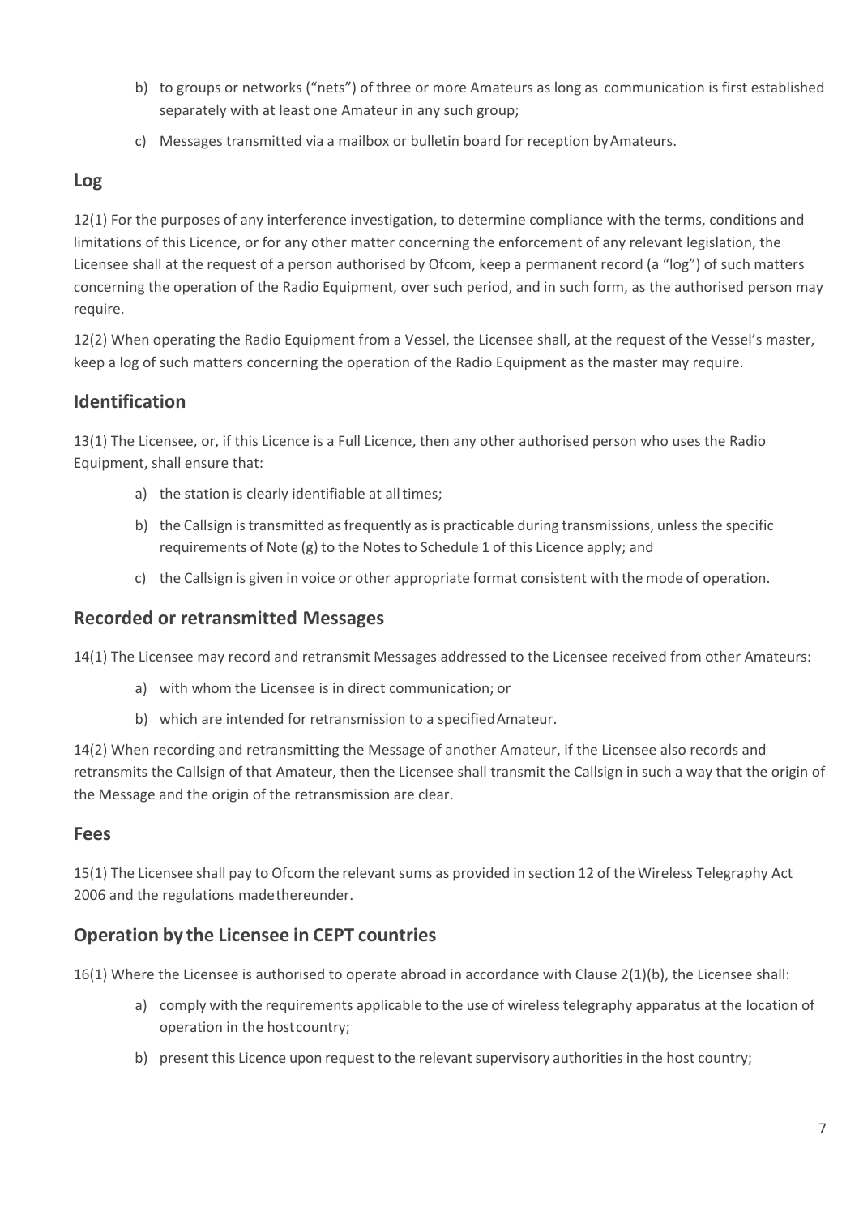b) to groups or networks (“nets”) of three or more Amateurs as long as communication is first established separately with at least one Amateur in any such group;

c) Messages transmitted via a mailbox or bulletin board for reception by Amateurs.

## Log

12(1) For the purposes of any interference investigation, to determine compliance with the terms, conditions and limitations of this Licence, or for any other matter concerning the enforcement of any relevant legislation, the Licensee shall at the request of a person authorised by Ofcom, keep a permanent record (a “log”) of such matters concerning the operation of the Radio Equipment, over such period, and in such form, as the authorised person may require.

12(2) When operating the Radio Equipment from a Vessel, the Licensee shall, at the request of the Vessel’s master, keep a log of such matters concerning the operation of the Radio Equipment as the master may require.

## Identification

13(1) The Licensee, or, if this Licence is a Full Licence, then any other authorised person who uses the Radio Equipment, shall ensure that:

a) the station is clearly identifiable at all times;

b) the Callsign is transmitted as frequently as is practicable during transmissions, unless the specific requirements of Note (g) to the Notes to Schedule 1 of this Licence apply; and

c) the Callsign is given in voice or other appropriate format consistent with the mode of operation.

## Recorded or retransmitted Messages

14(1) The Licensee may record and retransmit Messages addressed to the Licensee received from other Amateurs:

a) with whom the Licensee is in direct communication; or

b) which are intended for retransmission to a specified Amateur.

14(2) When recording and retransmitting the Message of another Amateur, if the Licensee also records and retransmits the Callsign of that Amateur, then the Licensee shall transmit the Callsign in such a way that the origin of the Message and the origin of the retransmission are clear.

## Fees

15(1) The Licensee shall pay to Ofcom the relevant sums as provided in section 12 of the Wireless Telegraphy Act 2006 and the regulations made thereunder.

## Operation by the Licensee in CEPT countries

16(1) Where the Licensee is authorised to operate abroad in accordance with Clause 2(1)(b), the Licensee shall:

a) comply with the requirements applicable to the use of wireless telegraphy apparatus at the location of operation in the host country;

b) present this Licence upon request to the relevant supervisory authorities in the host country;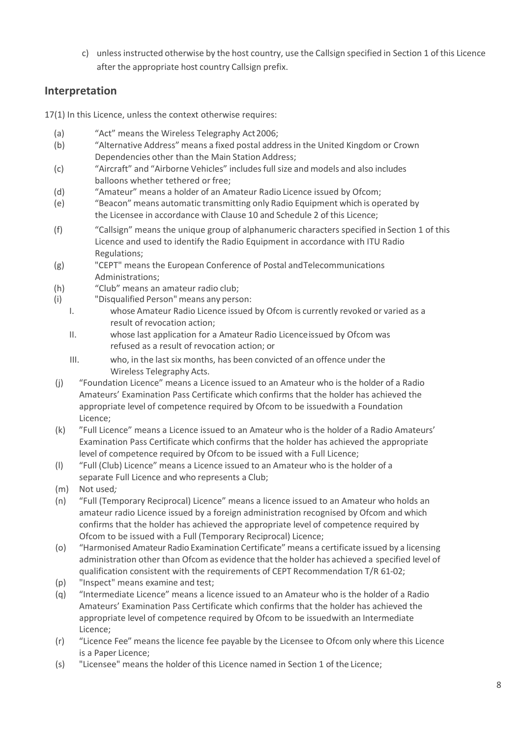c) unless instructed otherwise by the host country, use the Callsign specified in Section 1 of this Licence after the appropriate host country Callsign prefix.

## Interpretation

17(1) In this Licence, unless the context otherwise requires:

(a) "Act" means the Wireless Telegraphy Act 2006;

(b) "Alternative Address" means a fixed postal address in the United Kingdom or Crown Dependencies other than the Main Station Address;

(c) "Aircraft" and "Airborne Vehicles" includes full size and models and also includes balloons whether tethered or free;

(d) "Amateur" means a holder of an Amateur Radio Licence issued by Ofcom;

(e) "Beacon" means automatic transmitting only Radio Equipment which is operated by the Licensee in accordance with Clause 10 and Schedule 2 of this Licence;

(f) "Callsign" means the unique group of alphanumeric characters specified in Section 1 of this Licence and used to identify the Radio Equipment in accordance with ITU Radio Regulations;

(g) "CEPT" means the European Conference of Postal and Telecommunications Administrations;

(h) "Club" means an amateur radio club;

(i) "Disqualified Person" means any person:

  I. whose Amateur Radio Licence issued by Ofcom is currently revoked or varied as a result of revocation action;

  II. whose last application for a Amateur Radio Licence issued by Ofcom was refused as a result of revocation action; or

  III. who, in the last six months, has been convicted of an offence under the Wireless Telegraphy Acts.

(j) "Foundation Licence" means a Licence issued to an Amateur who is the holder of a Radio Amateurs' Examination Pass Certificate which confirms that the holder has achieved the appropriate level of competence required by Ofcom to be issued with a Foundation Licence;

(k) "Full Licence" means a Licence issued to an Amateur who is the holder of a Radio Amateurs' Examination Pass Certificate which confirms that the holder has achieved the appropriate level of competence required by Ofcom to be issued with a Full Licence;

(l) "Full (Club) Licence" means a Licence issued to an Amateur who is the holder of a separate Full Licence and who represents a Club;

(m) Not used*;*

(n) "Full (Temporary Reciprocal) Licence" means a licence issued to an Amateur who holds an amateur radio Licence issued by a foreign administration recognised by Ofcom and which confirms that the holder has achieved the appropriate level of competence required by Ofcom to be issued with a Full (Temporary Reciprocal) Licence;

(o) "Harmonised Amateur Radio Examination Certificate" means a certificate issued by a licensing administration other than Ofcom as evidence that the holder has achieved a specified level of qualification consistent with the requirements of CEPT Recommendation T/R 61-02;

(p) "Inspect" means examine and test;

(q) "Intermediate Licence" means a licence issued to an Amateur who is the holder of a Radio Amateurs' Examination Pass Certificate which confirms that the holder has achieved the appropriate level of competence required by Ofcom to be issued with an Intermediate Licence;

(r) "Licence Fee" means the licence fee payable by the Licensee to Ofcom only where this Licence is a Paper Licence;

(s) "Licensee" means the holder of this Licence named in Section 1 of the Licence;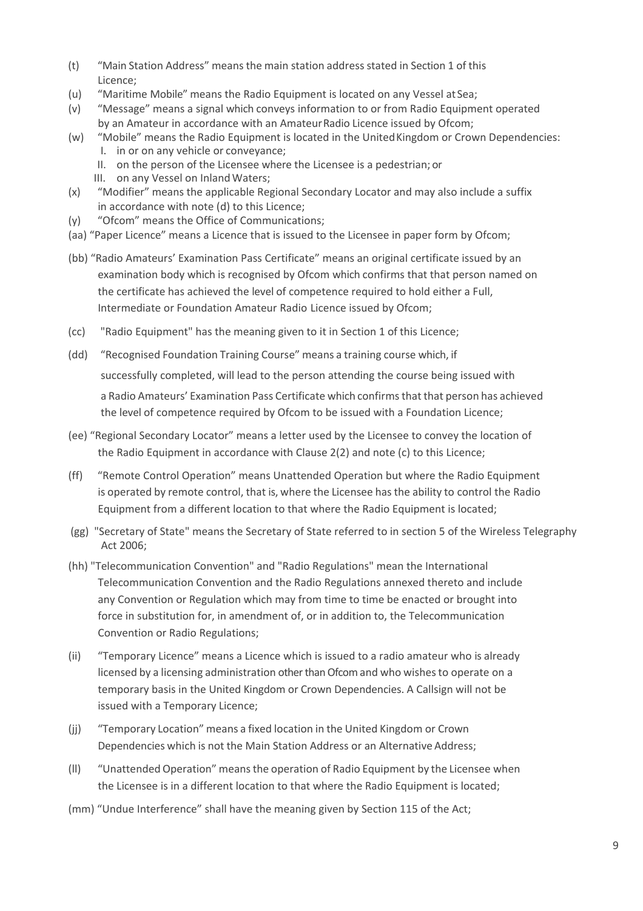(t) “Main Station Address” means the main station address stated in Section 1 of this Licence;

(u) “Maritime Mobile” means the Radio Equipment is located on any Vessel at Sea;

(v) “Message” means a signal which conveys information to or from Radio Equipment operated by an Amateur in accordance with an Amateur Radio Licence issued by Ofcom;

(w) “Mobile” means the Radio Equipment is located in the United Kingdom or Crown Dependencies:
   I. in or on any vehicle or conveyance;
   II. on the person of the Licensee where the Licensee is a pedestrian; or
   III. on any Vessel on Inland Waters;

(x) “Modifier” means the applicable Regional Secondary Locator and may also include a suffix in accordance with note (d) to this Licence;

(y) “Ofcom” means the Office of Communications;

(aa) “Paper Licence” means a Licence that is issued to the Licensee in paper form by Ofcom;

(bb) “Radio Amateurs’ Examination Pass Certificate” means an original certificate issued by an examination body which is recognised by Ofcom which confirms that that person named on the certificate has achieved the level of competence required to hold either a Full, Intermediate or Foundation Amateur Radio Licence issued by Ofcom;

(cc) "Radio Equipment" has the meaning given to it in Section 1 of this Licence;

(dd) “Recognised Foundation Training Course” means a training course which, if successfully completed, will lead to the person attending the course being issued with a Radio Amateurs’ Examination Pass Certificate which confirms that that person has achieved the level of competence required by Ofcom to be issued with a Foundation Licence;

(ee) “Regional Secondary Locator” means a letter used by the Licensee to convey the location of the Radio Equipment in accordance with Clause 2(2) and note (c) to this Licence;

(ff) “Remote Control Operation” means Unattended Operation but where the Radio Equipment is operated by remote control, that is, where the Licensee has the ability to control the Radio Equipment from a different location to that where the Radio Equipment is located;

(gg) "Secretary of State" means the Secretary of State referred to in section 5 of the Wireless Telegraphy Act 2006;

(hh) "Telecommunication Convention" and "Radio Regulations" mean the International Telecommunication Convention and the Radio Regulations annexed thereto and include any Convention or Regulation which may from time to time be enacted or brought into force in substitution for, in amendment of, or in addition to, the Telecommunication Convention or Radio Regulations;

(ii) “Temporary Licence” means a Licence which is issued to a radio amateur who is already licensed by a licensing administration other than Ofcom and who wishes to operate on a temporary basis in the United Kingdom or Crown Dependencies. A Callsign will not be issued with a Temporary Licence;

(jj) “Temporary Location” means a fixed location in the United Kingdom or Crown Dependencies which is not the Main Station Address or an Alternative Address;

(ll) “Unattended Operation” means the operation of Radio Equipment by the Licensee when the Licensee is in a different location to that where the Radio Equipment is located;

(mm) “Undue Interference” shall have the meaning given by Section 115 of the Act;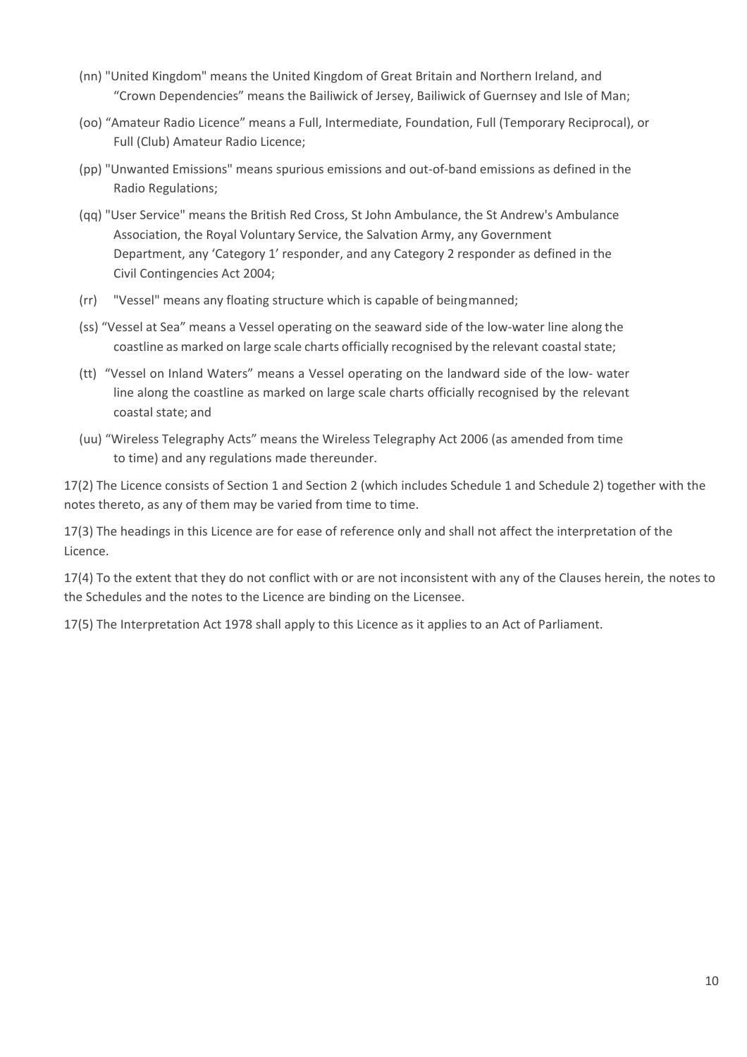(nn) "United Kingdom" means the United Kingdom of Great Britain and Northern Ireland, and "Crown Dependencies" means the Bailiwick of Jersey, Bailiwick of Guernsey and Isle of Man;

(oo) "Amateur Radio Licence" means a Full, Intermediate, Foundation, Full (Temporary Reciprocal), or Full (Club) Amateur Radio Licence;

(pp) "Unwanted Emissions" means spurious emissions and out-of-band emissions as defined in the Radio Regulations;

(qq) "User Service" means the British Red Cross, St John Ambulance, the St Andrew's Ambulance Association, the Royal Voluntary Service, the Salvation Army, any Government Department, any 'Category 1' responder, and any Category 2 responder as defined in the Civil Contingencies Act 2004;

(rr) "Vessel" means any floating structure which is capable of being manned;

(ss) "Vessel at Sea" means a Vessel operating on the seaward side of the low-water line along the coastline as marked on large scale charts officially recognised by the relevant coastal state;

(tt) "Vessel on Inland Waters" means a Vessel operating on the landward side of the low- water line along the coastline as marked on large scale charts officially recognised by the relevant coastal state; and

(uu) "Wireless Telegraphy Acts" means the Wireless Telegraphy Act 2006 (as amended from time to time) and any regulations made thereunder.

17(2) The Licence consists of Section 1 and Section 2 (which includes Schedule 1 and Schedule 2) together with the notes thereto, as any of them may be varied from time to time.

17(3) The headings in this Licence are for ease of reference only and shall not affect the interpretation of the Licence.

17(4) To the extent that they do not conflict with or are not inconsistent with any of the Clauses herein, the notes to the Schedules and the notes to the Licence are binding on the Licensee.

17(5) The Interpretation Act 1978 shall apply to this Licence as it applies to an Act of Parliament.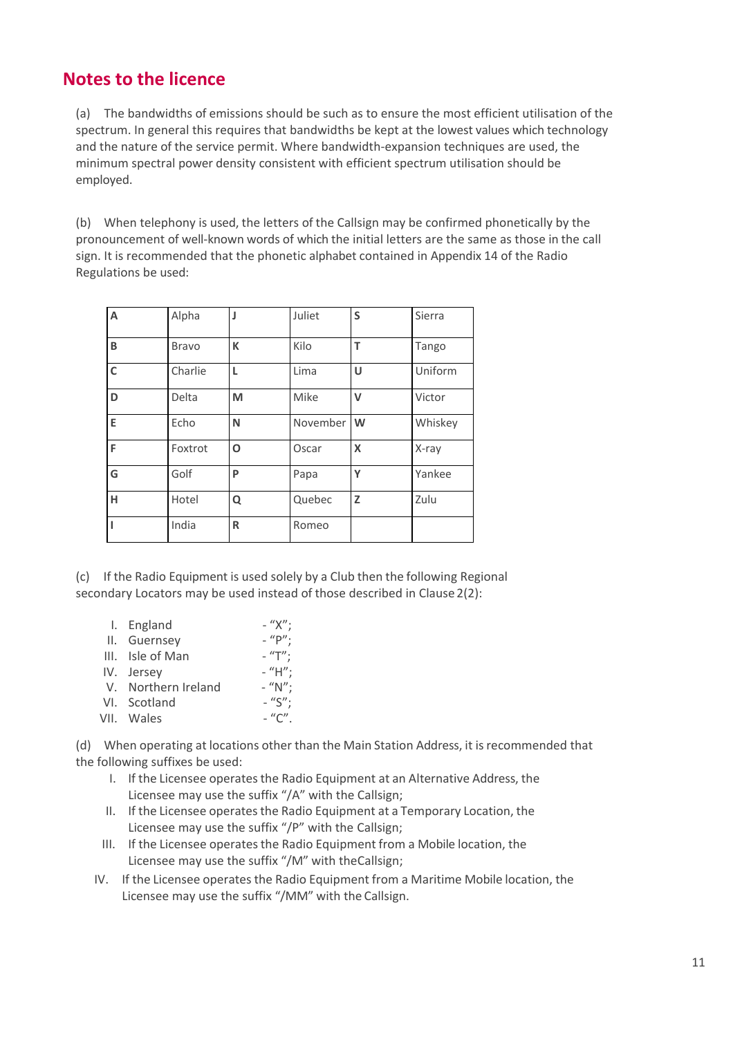## Notes to the licence

(a) The bandwidths of emissions should be such as to ensure the most efficient utilisation of the spectrum. In general this requires that bandwidths be kept at the lowest values which technology and the nature of the service permit. Where bandwidth-expansion techniques are used, the minimum spectral power density consistent with efficient spectrum utilisation should be employed.

(b) When telephony is used, the letters of the Callsign may be confirmed phonetically by the pronouncement of well-known words of which the initial letters are the same as those in the call sign. It is recommended that the phonetic alphabet contained in Appendix 14 of the Radio Regulations be used:

| | | | | | |
|---|---|---|---|---|---|
| **A** | Alpha | **J** | Juliet | **S** | Sierra |
| **B** | Bravo | **K** | Kilo | **T** | Tango |
| **C** | Charlie | **L** | Lima | **U** | Uniform |
| **D** | Delta | **M** | Mike | **V** | Victor |
| **E** | Echo | **N** | November | **W** | Whiskey |
| **F** | Foxtrot | **O** | Oscar | **X** | X-ray |
| **G** | Golf | **P** | Papa | **Y** | Yankee |
| **H** | Hotel | **Q** | Quebec | **Z** | Zulu |
| **I** | India | **R** | Romeo | | |

(c) If the Radio Equipment is used solely by a Club then the following Regional secondary Locators may be used instead of those described in Clause 2(2):

I. England - "X";
II. Guernsey - "P";
III. Isle of Man - "T";
IV. Jersey - "H";
V. Northern Ireland - "N";
VI. Scotland - "S";
VII. Wales - "C".

(d) When operating at locations other than the Main Station Address, it is recommended that the following suffixes be used:

I. If the Licensee operates the Radio Equipment at an Alternative Address, the Licensee may use the suffix "/A" with the Callsign;
II. If the Licensee operates the Radio Equipment at a Temporary Location, the Licensee may use the suffix "/P" with the Callsign;
III. If the Licensee operates the Radio Equipment from a Mobile location, the Licensee may use the suffix "/M" with theCallsign;
IV. If the Licensee operates the Radio Equipment from a Maritime Mobile location, the Licensee may use the suffix "/MM" with the Callsign.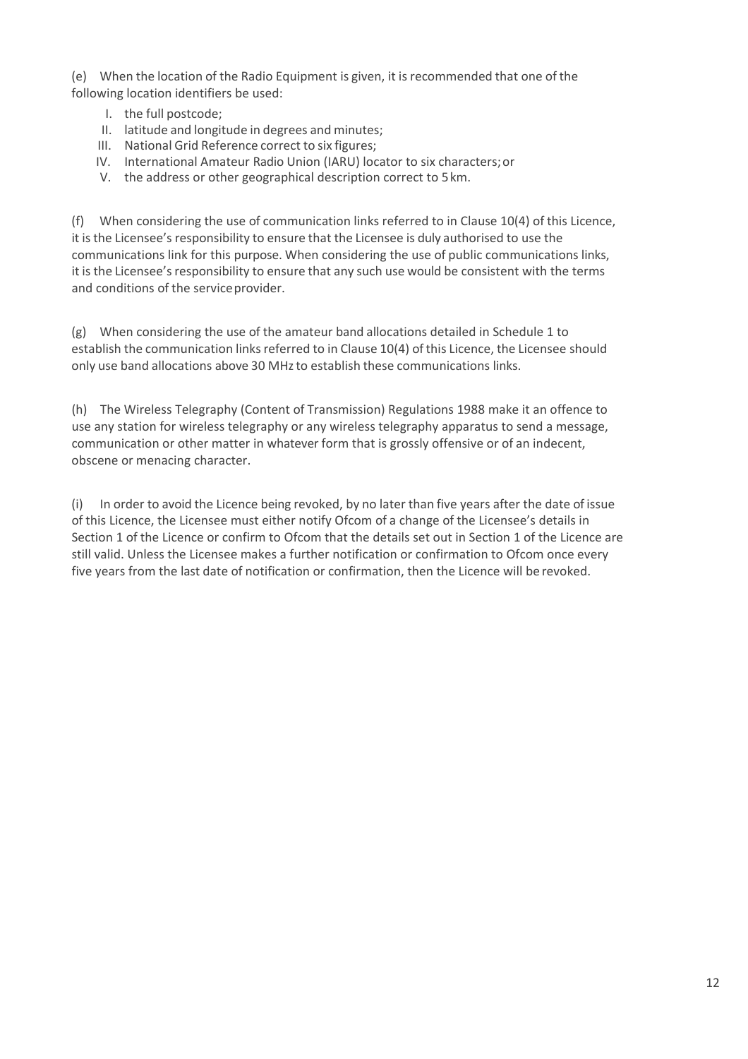(e) When the location of the Radio Equipment is given, it is recommended that one of the following location identifiers be used:

I. the full postcode;
II. latitude and longitude in degrees and minutes;
III. National Grid Reference correct to six figures;
IV. International Amateur Radio Union (IARU) locator to six characters; or
V. the address or other geographical description correct to 5 km.

(f) When considering the use of communication links referred to in Clause 10(4) of this Licence, it is the Licensee's responsibility to ensure that the Licensee is duly authorised to use the communications link for this purpose. When considering the use of public communications links, it is the Licensee's responsibility to ensure that any such use would be consistent with the terms and conditions of the service provider.

(g) When considering the use of the amateur band allocations detailed in Schedule 1 to establish the communication links referred to in Clause 10(4) of this Licence, the Licensee should only use band allocations above 30 MHz to establish these communications links.

(h) The Wireless Telegraphy (Content of Transmission) Regulations 1988 make it an offence to use any station for wireless telegraphy or any wireless telegraphy apparatus to send a message, communication or other matter in whatever form that is grossly offensive or of an indecent, obscene or menacing character.

(i) In order to avoid the Licence being revoked, by no later than five years after the date of issue of this Licence, the Licensee must either notify Ofcom of a change of the Licensee's details in Section 1 of the Licence or confirm to Ofcom that the details set out in Section 1 of the Licence are still valid. Unless the Licensee makes a further notification or confirmation to Ofcom once every five years from the last date of notification or confirmation, then the Licence will be revoked.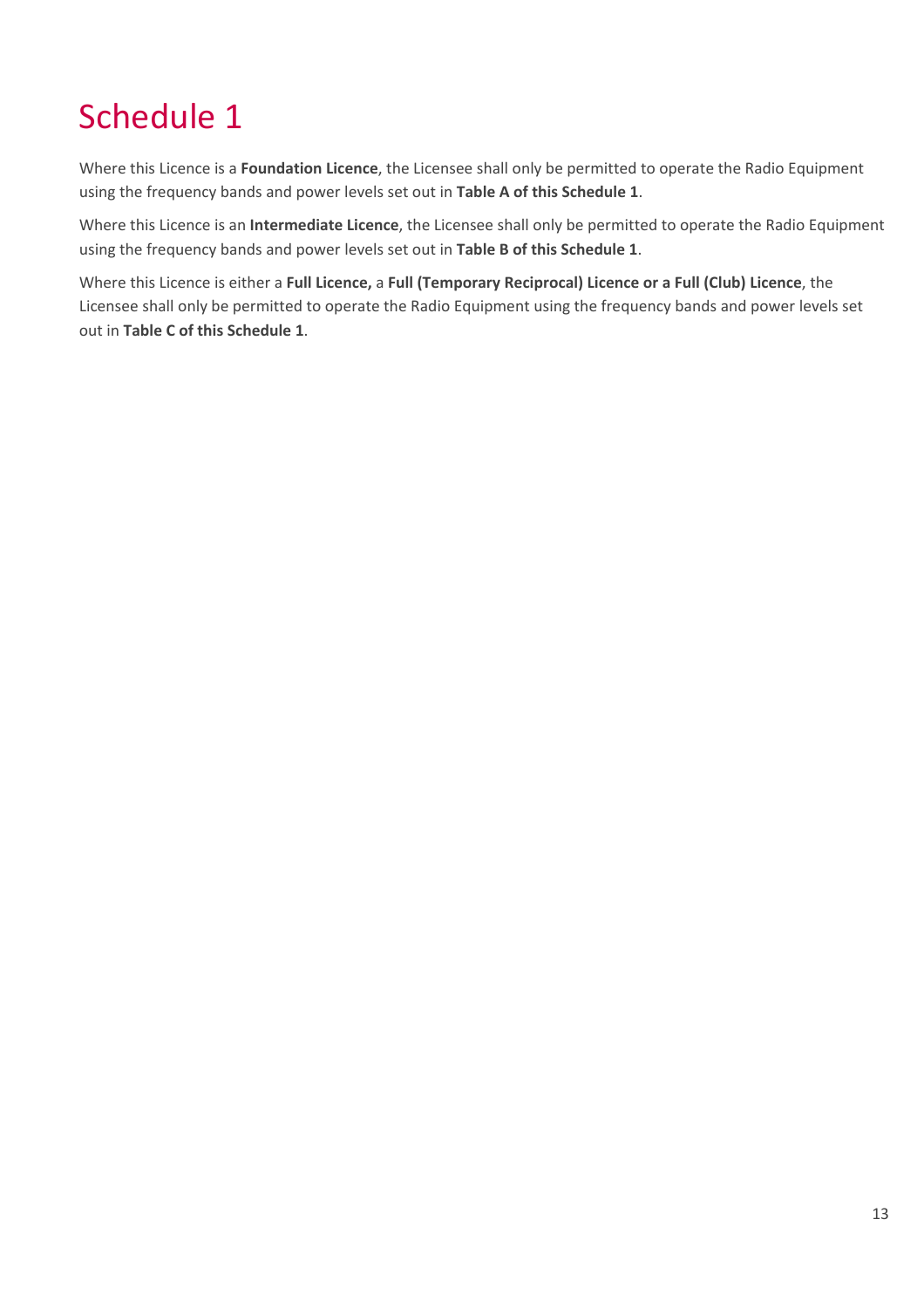# Schedule 1

Where this Licence is a **Foundation Licence**, the Licensee shall only be permitted to operate the Radio Equipment using the frequency bands and power levels set out in **Table A of this Schedule 1**.

Where this Licence is an **Intermediate Licence**, the Licensee shall only be permitted to operate the Radio Equipment using the frequency bands and power levels set out in **Table B of this Schedule 1**.

Where this Licence is either a **Full Licence,** a **Full (Temporary Reciprocal) Licence or a Full (Club) Licence**, the Licensee shall only be permitted to operate the Radio Equipment using the frequency bands and power levels set out in **Table C of this Schedule 1**.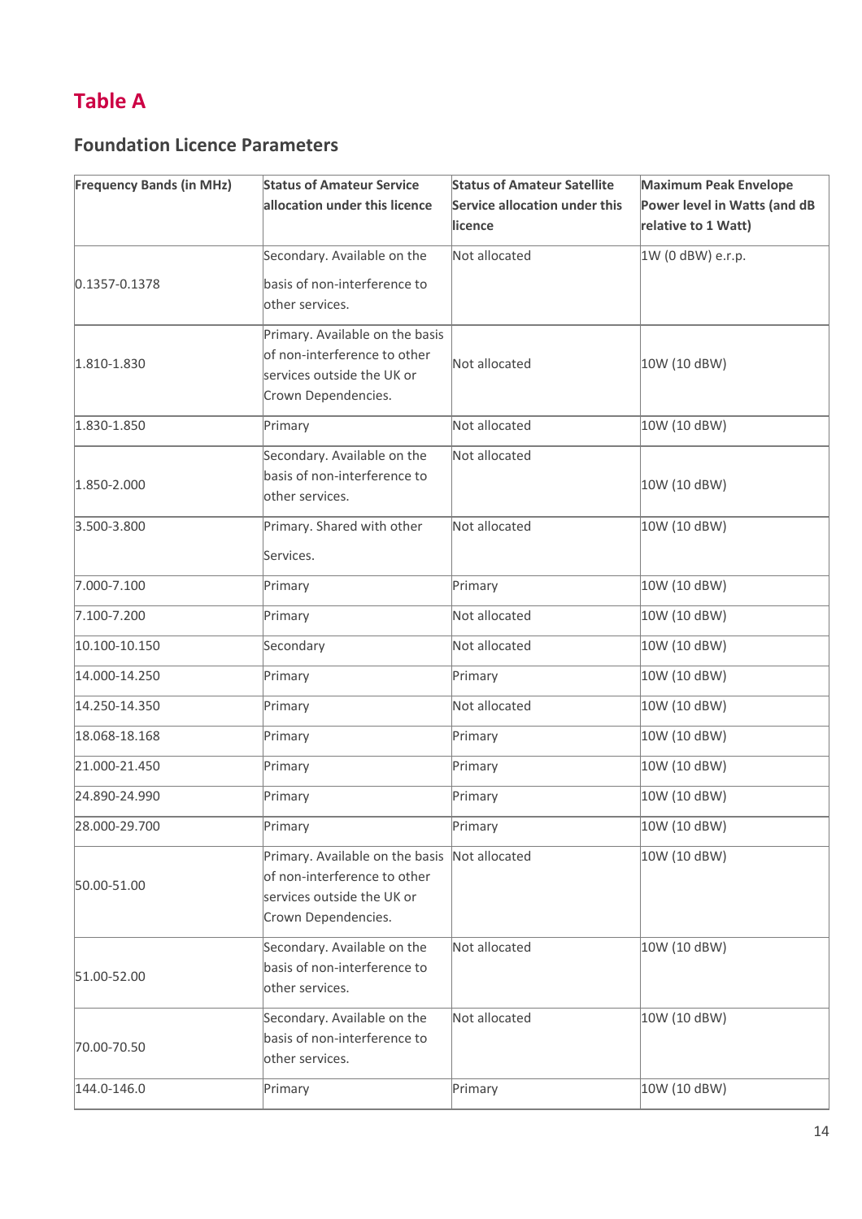# Table A

## Foundation Licence Parameters

| Frequency Bands (in MHz) | Status of Amateur Service allocation under this licence | Status of Amateur Satellite Service allocation under this licence | Maximum Peak Envelope Power level in Watts (and dB relative to 1 Watt) |
|---|---|---|---|
| 0.1357-0.1378 | Secondary. Available on the basis of non-interference to other services. | Not allocated | 1W (0 dBW) e.r.p. |
| 1.810-1.830 | Primary. Available on the basis of non-interference to other services outside the UK or Crown Dependencies. | Not allocated | 10W (10 dBW) |
| 1.830-1.850 | Primary | Not allocated | 10W (10 dBW) |
| 1.850-2.000 | Secondary. Available on the basis of non-interference to other services. | Not allocated | 10W (10 dBW) |
| 3.500-3.800 | Primary. Shared with other Services. | Not allocated | 10W (10 dBW) |
| 7.000-7.100 | Primary | Primary | 10W (10 dBW) |
| 7.100-7.200 | Primary | Not allocated | 10W (10 dBW) |
| 10.100-10.150 | Secondary | Not allocated | 10W (10 dBW) |
| 14.000-14.250 | Primary | Primary | 10W (10 dBW) |
| 14.250-14.350 | Primary | Not allocated | 10W (10 dBW) |
| 18.068-18.168 | Primary | Primary | 10W (10 dBW) |
| 21.000-21.450 | Primary | Primary | 10W (10 dBW) |
| 24.890-24.990 | Primary | Primary | 10W (10 dBW) |
| 28.000-29.700 | Primary | Primary | 10W (10 dBW) |
| 50.00-51.00 | Primary. Available on the basis of non-interference to other services outside the UK or Crown Dependencies. | Not allocated | 10W (10 dBW) |
| 51.00-52.00 | Secondary. Available on the basis of non-interference to other services. | Not allocated | 10W (10 dBW) |
| 70.00-70.50 | Secondary. Available on the basis of non-interference to other services. | Not allocated | 10W (10 dBW) |
| 144.0-146.0 | Primary | Primary | 10W (10 dBW) |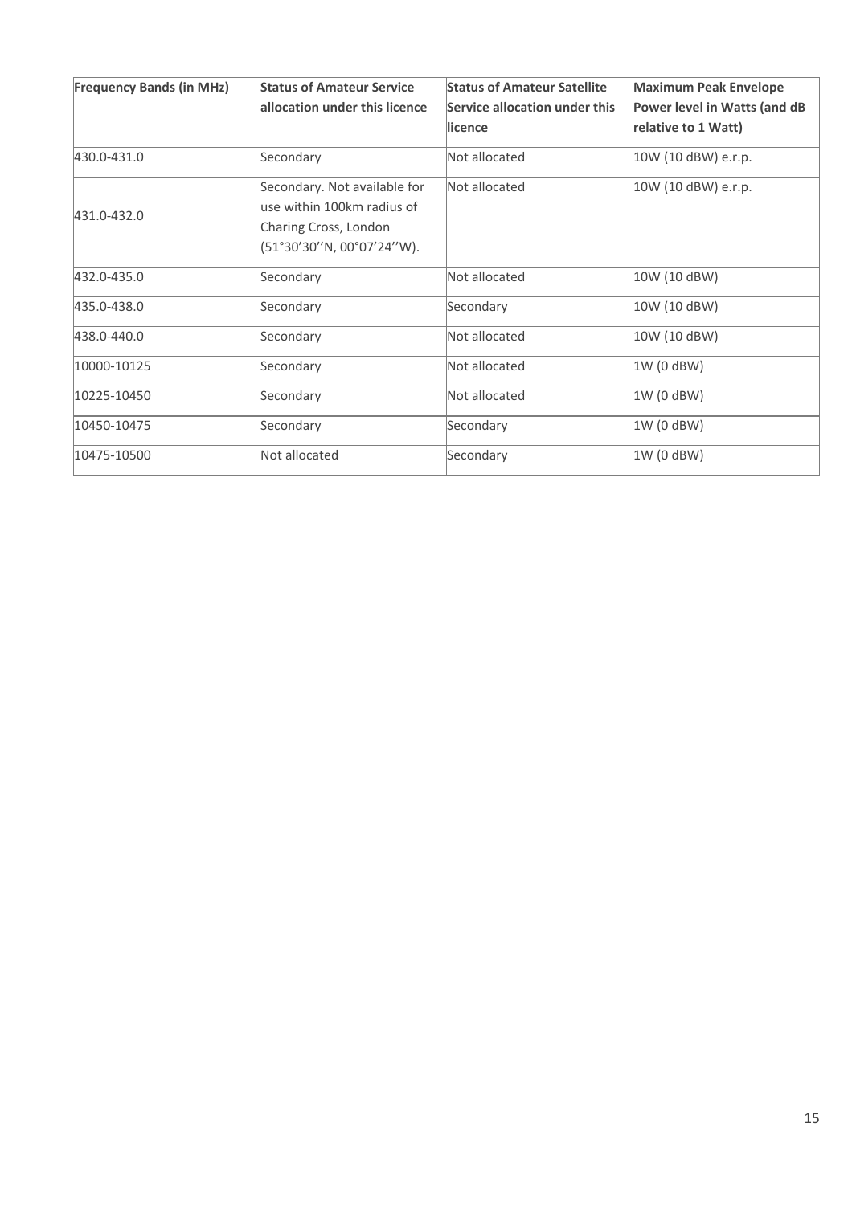| Frequency Bands (in MHz) | Status of Amateur Service allocation under this licence | Status of Amateur Satellite Service allocation under this licence | Maximum Peak Envelope Power level in Watts (and dB relative to 1 Watt) |
|---|---|---|---|
| 430.0-431.0 | Secondary | Not allocated | 10W (10 dBW) e.r.p. |
| 431.0-432.0 | Secondary. Not available for use within 100km radius of Charing Cross, London (51°30'30''N, 00°07'24''W). | Not allocated | 10W (10 dBW) e.r.p. |
| 432.0-435.0 | Secondary | Not allocated | 10W (10 dBW) |
| 435.0-438.0 | Secondary | Secondary | 10W (10 dBW) |
| 438.0-440.0 | Secondary | Not allocated | 10W (10 dBW) |
| 10000-10125 | Secondary | Not allocated | 1W (0 dBW) |
| 10225-10450 | Secondary | Not allocated | 1W (0 dBW) |
| 10450-10475 | Secondary | Secondary | 1W (0 dBW) |
| 10475-10500 | Not allocated | Secondary | 1W (0 dBW) |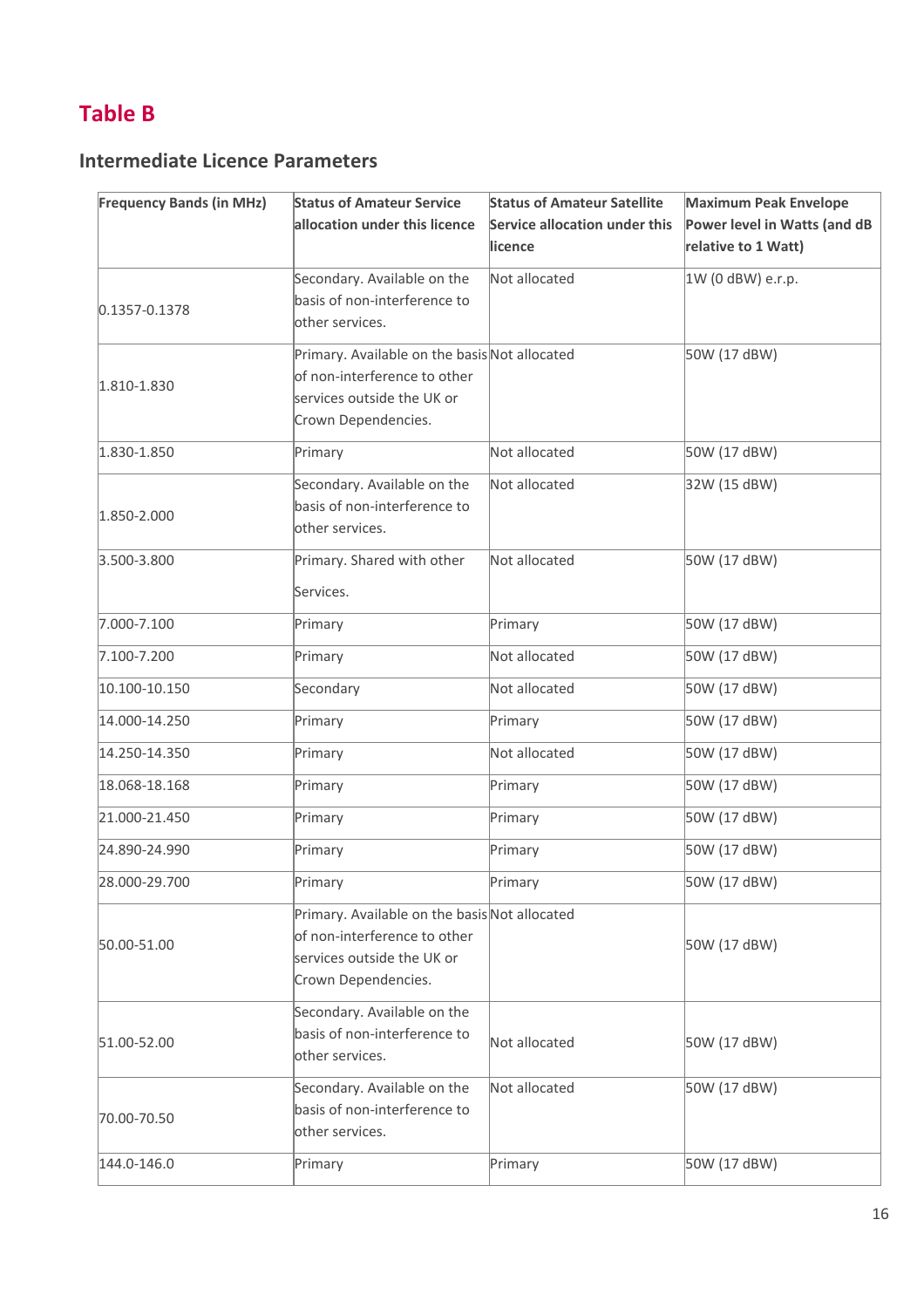# Table B

## Intermediate Licence Parameters

| Frequency Bands (in MHz) | Status of Amateur Service allocation under this licence | Status of Amateur Satellite Service allocation under this licence | Maximum Peak Envelope Power level in Watts (and dB relative to 1 Watt) |
|---|---|---|---|
| 0.1357-0.1378 | Secondary. Available on the basis of non-interference to other services. | Not allocated | 1W (0 dBW) e.r.p. |
| 1.810-1.830 | Primary. Available on the basis of non-interference to other services outside the UK or Crown Dependencies. | Not allocated | 50W (17 dBW) |
| 1.830-1.850 | Primary | Not allocated | 50W (17 dBW) |
| 1.850-2.000 | Secondary. Available on the basis of non-interference to other services. | Not allocated | 32W (15 dBW) |
| 3.500-3.800 | Primary. Shared with other Services. | Not allocated | 50W (17 dBW) |
| 7.000-7.100 | Primary | Primary | 50W (17 dBW) |
| 7.100-7.200 | Primary | Not allocated | 50W (17 dBW) |
| 10.100-10.150 | Secondary | Not allocated | 50W (17 dBW) |
| 14.000-14.250 | Primary | Primary | 50W (17 dBW) |
| 14.250-14.350 | Primary | Not allocated | 50W (17 dBW) |
| 18.068-18.168 | Primary | Primary | 50W (17 dBW) |
| 21.000-21.450 | Primary | Primary | 50W (17 dBW) |
| 24.890-24.990 | Primary | Primary | 50W (17 dBW) |
| 28.000-29.700 | Primary | Primary | 50W (17 dBW) |
| 50.00-51.00 | Primary. Available on the basis of non-interference to other services outside the UK or Crown Dependencies. | Not allocated | 50W (17 dBW) |
| 51.00-52.00 | Secondary. Available on the basis of non-interference to other services. | Not allocated | 50W (17 dBW) |
| 70.00-70.50 | Secondary. Available on the basis of non-interference to other services. | Not allocated | 50W (17 dBW) |
| 144.0-146.0 | Primary | Primary | 50W (17 dBW) |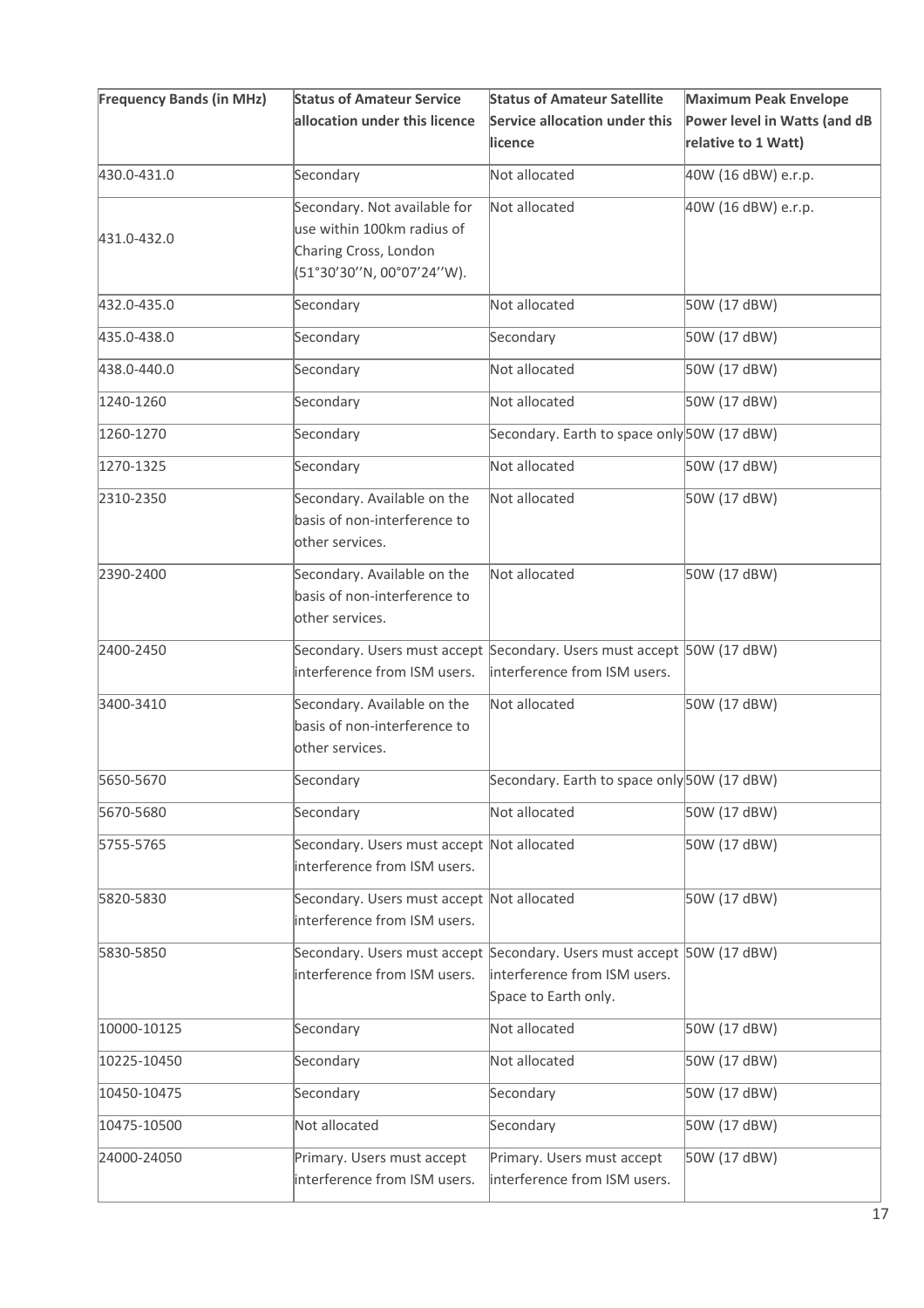| Frequency Bands (in MHz) | Status of Amateur Service allocation under this licence | Status of Amateur Satellite Service allocation under this licence | Maximum Peak Envelope Power level in Watts (and dB relative to 1 Watt) |
|---|---|---|---|
| 430.0-431.0 | Secondary | Not allocated | 40W (16 dBW) e.r.p. |
| 431.0-432.0 | Secondary. Not available for use within 100km radius of Charing Cross, London (51°30'30''N, 00°07'24''W). | Not allocated | 40W (16 dBW) e.r.p. |
| 432.0-435.0 | Secondary | Not allocated | 50W (17 dBW) |
| 435.0-438.0 | Secondary | Secondary | 50W (17 dBW) |
| 438.0-440.0 | Secondary | Not allocated | 50W (17 dBW) |
| 1240-1260 | Secondary | Not allocated | 50W (17 dBW) |
| 1260-1270 | Secondary | Secondary. Earth to space only | 50W (17 dBW) |
| 1270-1325 | Secondary | Not allocated | 50W (17 dBW) |
| 2310-2350 | Secondary. Available on the basis of non-interference to other services. | Not allocated | 50W (17 dBW) |
| 2390-2400 | Secondary. Available on the basis of non-interference to other services. | Not allocated | 50W (17 dBW) |
| 2400-2450 | Secondary. Users must accept interference from ISM users. | Secondary. Users must accept interference from ISM users. | 50W (17 dBW) |
| 3400-3410 | Secondary. Available on the basis of non-interference to other services. | Not allocated | 50W (17 dBW) |
| 5650-5670 | Secondary | Secondary. Earth to space only | 50W (17 dBW) |
| 5670-5680 | Secondary | Not allocated | 50W (17 dBW) |
| 5755-5765 | Secondary. Users must accept interference from ISM users. | Not allocated | 50W (17 dBW) |
| 5820-5830 | Secondary. Users must accept interference from ISM users. | Not allocated | 50W (17 dBW) |
| 5830-5850 | Secondary. Users must accept interference from ISM users. | Secondary. Users must accept interference from ISM users. Space to Earth only. | 50W (17 dBW) |
| 10000-10125 | Secondary | Not allocated | 50W (17 dBW) |
| 10225-10450 | Secondary | Not allocated | 50W (17 dBW) |
| 10450-10475 | Secondary | Secondary | 50W (17 dBW) |
| 10475-10500 | Not allocated | Secondary | 50W (17 dBW) |
| 24000-24050 | Primary. Users must accept interference from ISM users. | Primary. Users must accept interference from ISM users. | 50W (17 dBW) |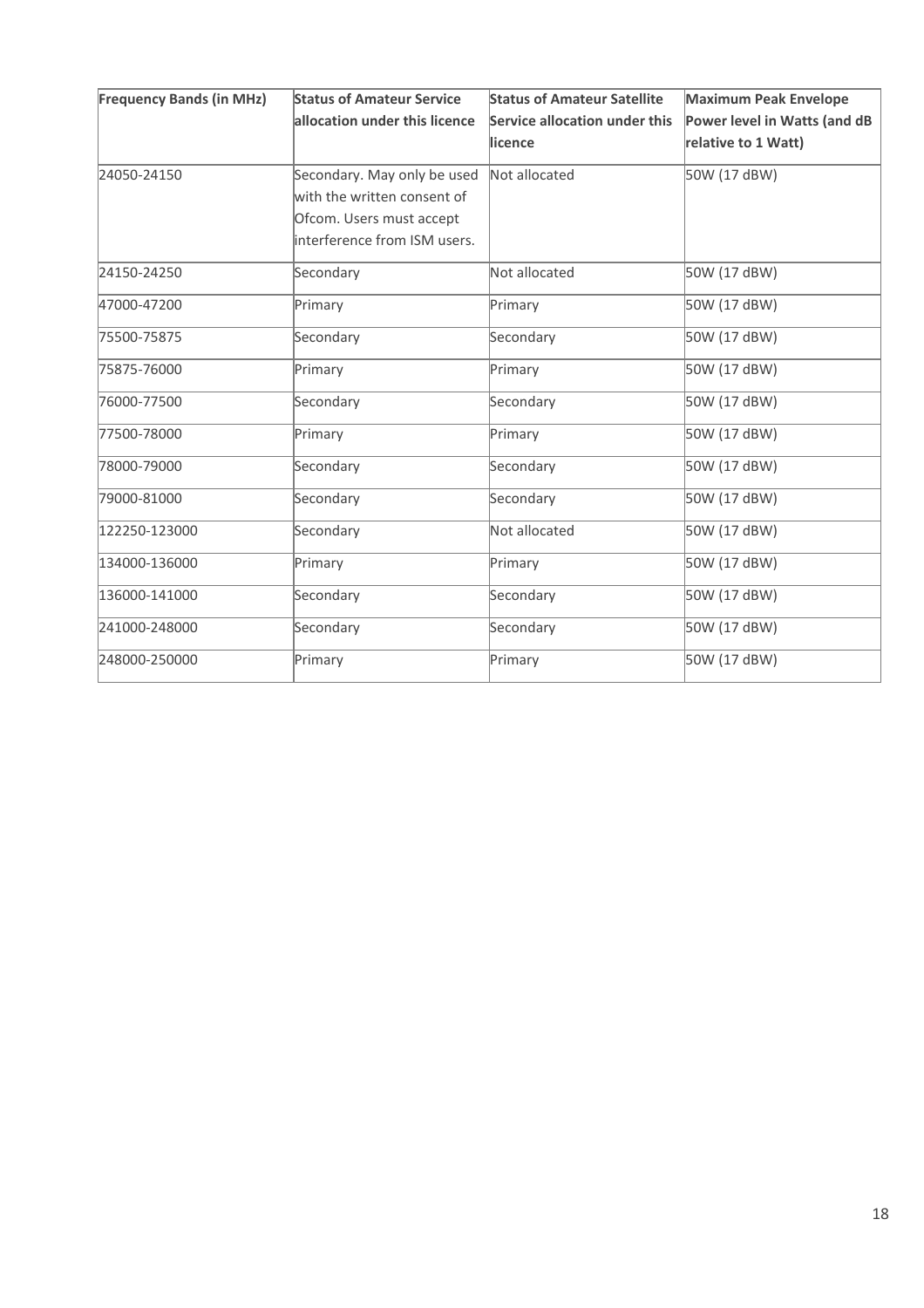| Frequency Bands (in MHz) | Status of Amateur Service allocation under this licence | Status of Amateur Satellite Service allocation under this licence | Maximum Peak Envelope Power level in Watts (and dB relative to 1 Watt) |
|---|---|---|---|
| 24050-24150 | Secondary. May only be used with the written consent of Ofcom. Users must accept interference from ISM users. | Not allocated | 50W (17 dBW) |
| 24150-24250 | Secondary | Not allocated | 50W (17 dBW) |
| 47000-47200 | Primary | Primary | 50W (17 dBW) |
| 75500-75875 | Secondary | Secondary | 50W (17 dBW) |
| 75875-76000 | Primary | Primary | 50W (17 dBW) |
| 76000-77500 | Secondary | Secondary | 50W (17 dBW) |
| 77500-78000 | Primary | Primary | 50W (17 dBW) |
| 78000-79000 | Secondary | Secondary | 50W (17 dBW) |
| 79000-81000 | Secondary | Secondary | 50W (17 dBW) |
| 122250-123000 | Secondary | Not allocated | 50W (17 dBW) |
| 134000-136000 | Primary | Primary | 50W (17 dBW) |
| 136000-141000 | Secondary | Secondary | 50W (17 dBW) |
| 241000-248000 | Secondary | Secondary | 50W (17 dBW) |
| 248000-250000 | Primary | Primary | 50W (17 dBW) |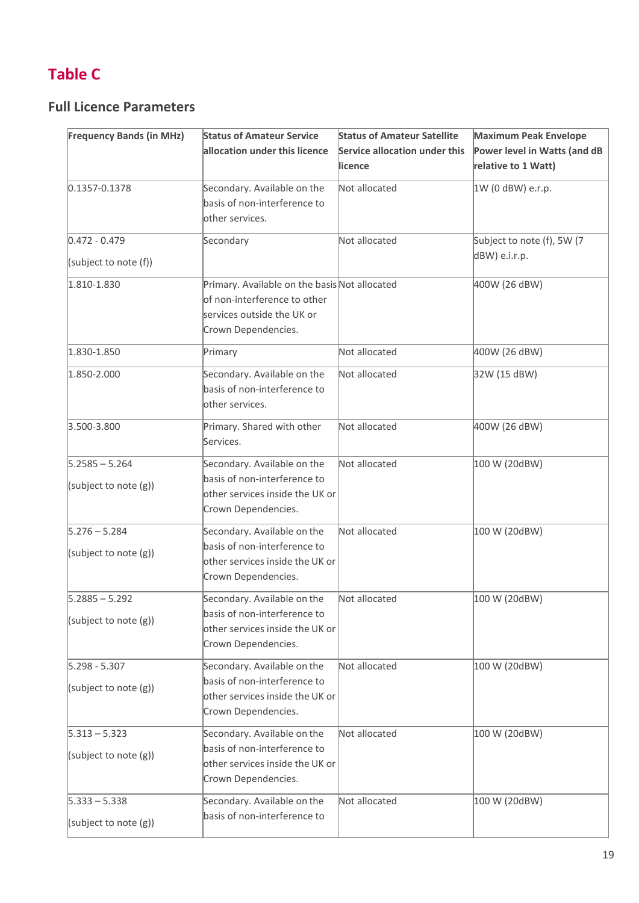# Table C

## Full Licence Parameters

| Frequency Bands (in MHz) | Status of Amateur Service allocation under this licence | Status of Amateur Satellite Service allocation under this licence | Maximum Peak Envelope Power level in Watts (and dB relative to 1 Watt) |
|---|---|---|---|
| 0.1357-0.1378 | Secondary. Available on the basis of non-interference to other services. | Not allocated | 1W (0 dBW) e.r.p. |
| 0.472 - 0.479 (subject to note (f)) | Secondary | Not allocated | Subject to note (f), 5W (7 dBW) e.i.r.p. |
| 1.810-1.830 | Primary. Available on the basis of non-interference to other services outside the UK or Crown Dependencies. | Not allocated | 400W (26 dBW) |
| 1.830-1.850 | Primary | Not allocated | 400W (26 dBW) |
| 1.850-2.000 | Secondary. Available on the basis of non-interference to other services. | Not allocated | 32W (15 dBW) |
| 3.500-3.800 | Primary. Shared with other Services. | Not allocated | 400W (26 dBW) |
| 5.2585 – 5.264 (subject to note (g)) | Secondary. Available on the basis of non-interference to other services inside the UK or Crown Dependencies. | Not allocated | 100 W (20dBW) |
| 5.276 – 5.284 (subject to note (g)) | Secondary. Available on the basis of non-interference to other services inside the UK or Crown Dependencies. | Not allocated | 100 W (20dBW) |
| 5.2885 – 5.292 (subject to note (g)) | Secondary. Available on the basis of non-interference to other services inside the UK or Crown Dependencies. | Not allocated | 100 W (20dBW) |
| 5.298 - 5.307 (subject to note (g)) | Secondary. Available on the basis of non-interference to other services inside the UK or Crown Dependencies. | Not allocated | 100 W (20dBW) |
| 5.313 – 5.323 (subject to note (g)) | Secondary. Available on the basis of non-interference to other services inside the UK or Crown Dependencies. | Not allocated | 100 W (20dBW) |
| 5.333 – 5.338 (subject to note (g)) | Secondary. Available on the basis of non-interference to | Not allocated | 100 W (20dBW) |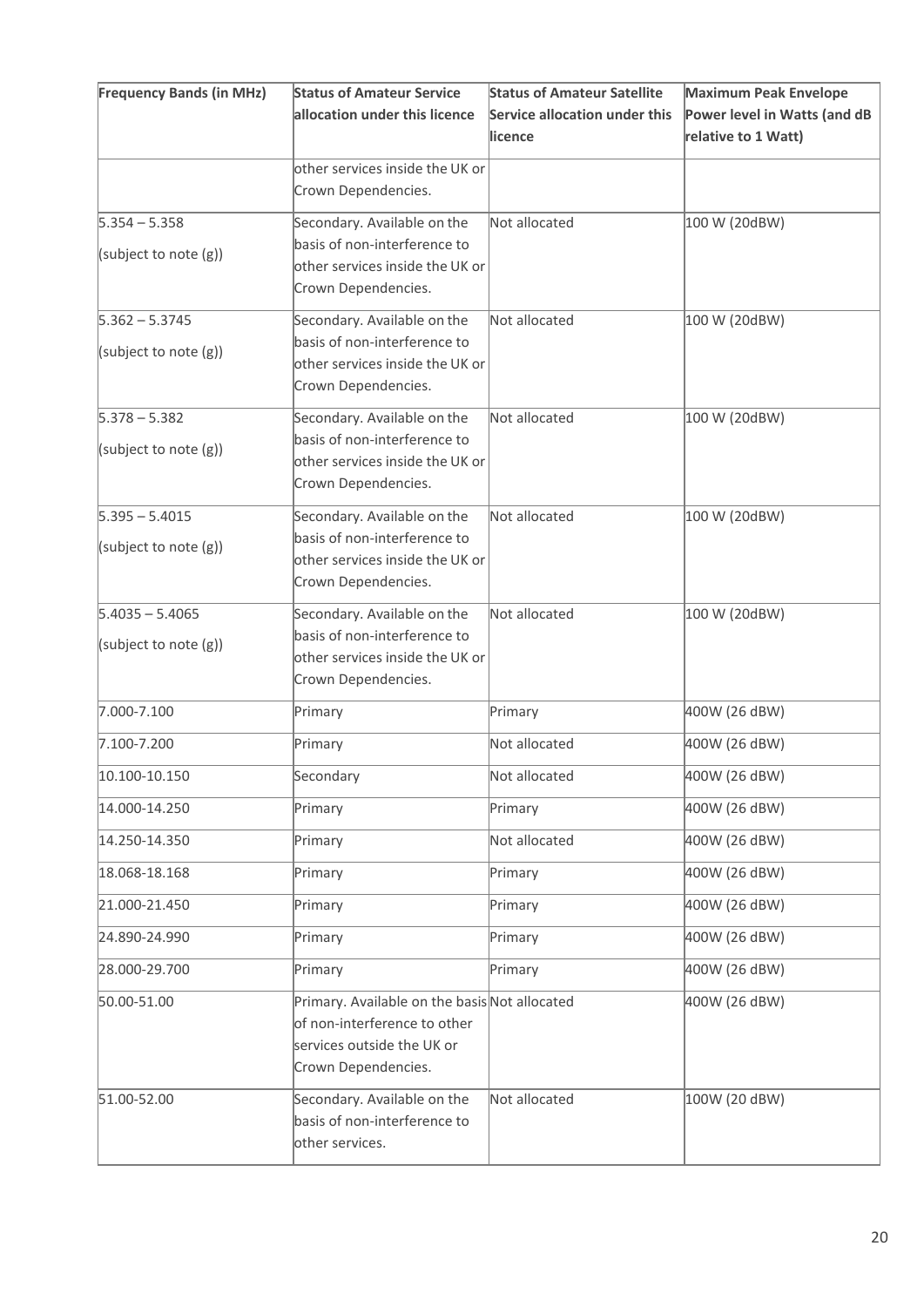| Frequency Bands (in MHz) | Status of Amateur Service allocation under this licence | Status of Amateur Satellite Service allocation under this licence | Maximum Peak Envelope Power level in Watts (and dB relative to 1 Watt) |
|---|---|---|---|
| | other services inside the UK or Crown Dependencies. | | |
| 5.354 – 5.358 (subject to note (g)) | Secondary. Available on the basis of non-interference to other services inside the UK or Crown Dependencies. | Not allocated | 100 W (20dBW) |
| 5.362 – 5.3745 (subject to note (g)) | Secondary. Available on the basis of non-interference to other services inside the UK or Crown Dependencies. | Not allocated | 100 W (20dBW) |
| 5.378 – 5.382 (subject to note (g)) | Secondary. Available on the basis of non-interference to other services inside the UK or Crown Dependencies. | Not allocated | 100 W (20dBW) |
| 5.395 – 5.4015 (subject to note (g)) | Secondary. Available on the basis of non-interference to other services inside the UK or Crown Dependencies. | Not allocated | 100 W (20dBW) |
| 5.4035 – 5.4065 (subject to note (g)) | Secondary. Available on the basis of non-interference to other services inside the UK or Crown Dependencies. | Not allocated | 100 W (20dBW) |
| 7.000-7.100 | Primary | Primary | 400W (26 dBW) |
| 7.100-7.200 | Primary | Not allocated | 400W (26 dBW) |
| 10.100-10.150 | Secondary | Not allocated | 400W (26 dBW) |
| 14.000-14.250 | Primary | Primary | 400W (26 dBW) |
| 14.250-14.350 | Primary | Not allocated | 400W (26 dBW) |
| 18.068-18.168 | Primary | Primary | 400W (26 dBW) |
| 21.000-21.450 | Primary | Primary | 400W (26 dBW) |
| 24.890-24.990 | Primary | Primary | 400W (26 dBW) |
| 28.000-29.700 | Primary | Primary | 400W (26 dBW) |
| 50.00-51.00 | Primary. Available on the basis of non-interference to other services outside the UK or Crown Dependencies. | Not allocated | 400W (26 dBW) |
| 51.00-52.00 | Secondary. Available on the basis of non-interference to other services. | Not allocated | 100W (20 dBW) |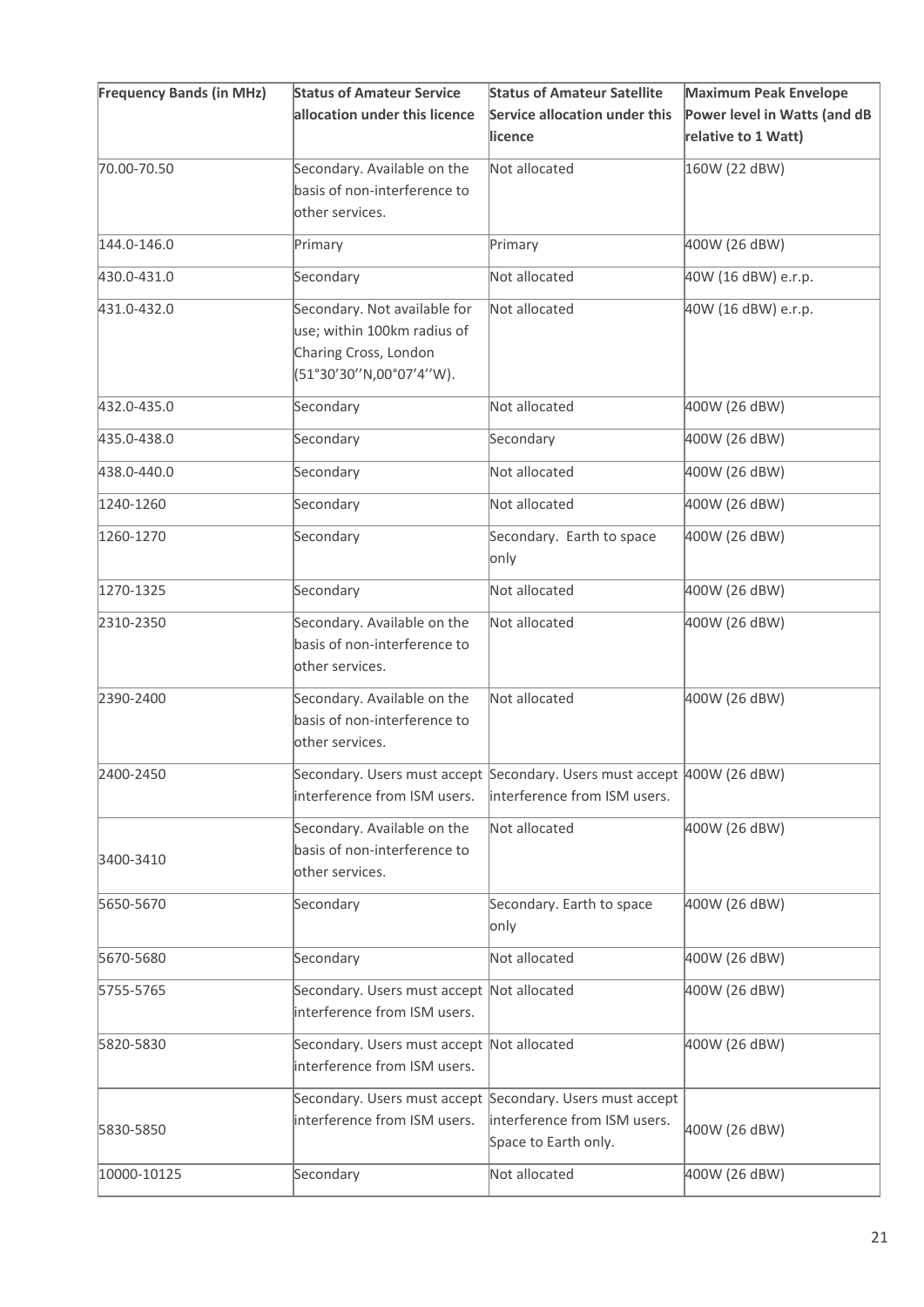| Frequency Bands (in MHz) | Status of Amateur Service allocation under this licence | Status of Amateur Satellite Service allocation under this licence | Maximum Peak Envelope Power level in Watts (and dB relative to 1 Watt) |
|---|---|---|---|
| 70.00-70.50 | Secondary. Available on the basis of non-interference to other services. | Not allocated | 160W (22 dBW) |
| 144.0-146.0 | Primary | Primary | 400W (26 dBW) |
| 430.0-431.0 | Secondary | Not allocated | 40W (16 dBW) e.r.p. |
| 431.0-432.0 | Secondary. Not available for use; within 100km radius of Charing Cross, London (51°30'30''N,00°07'4''W). | Not allocated | 40W (16 dBW) e.r.p. |
| 432.0-435.0 | Secondary | Not allocated | 400W (26 dBW) |
| 435.0-438.0 | Secondary | Secondary | 400W (26 dBW) |
| 438.0-440.0 | Secondary | Not allocated | 400W (26 dBW) |
| 1240-1260 | Secondary | Not allocated | 400W (26 dBW) |
| 1260-1270 | Secondary | Secondary. Earth to space only | 400W (26 dBW) |
| 1270-1325 | Secondary | Not allocated | 400W (26 dBW) |
| 2310-2350 | Secondary. Available on the basis of non-interference to other services. | Not allocated | 400W (26 dBW) |
| 2390-2400 | Secondary. Available on the basis of non-interference to other services. | Not allocated | 400W (26 dBW) |
| 2400-2450 | Secondary. Users must accept interference from ISM users. | Secondary. Users must accept interference from ISM users. | 400W (26 dBW) |
| 3400-3410 | Secondary. Available on the basis of non-interference to other services. | Not allocated | 400W (26 dBW) |
| 5650-5670 | Secondary | Secondary. Earth to space only | 400W (26 dBW) |
| 5670-5680 | Secondary | Not allocated | 400W (26 dBW) |
| 5755-5765 | Secondary. Users must accept interference from ISM users. | Not allocated | 400W (26 dBW) |
| 5820-5830 | Secondary. Users must accept interference from ISM users. | Not allocated | 400W (26 dBW) |
| 5830-5850 | Secondary. Users must accept interference from ISM users. | Secondary. Users must accept interference from ISM users. Space to Earth only. | 400W (26 dBW) |
| 10000-10125 | Secondary | Not allocated | 400W (26 dBW) |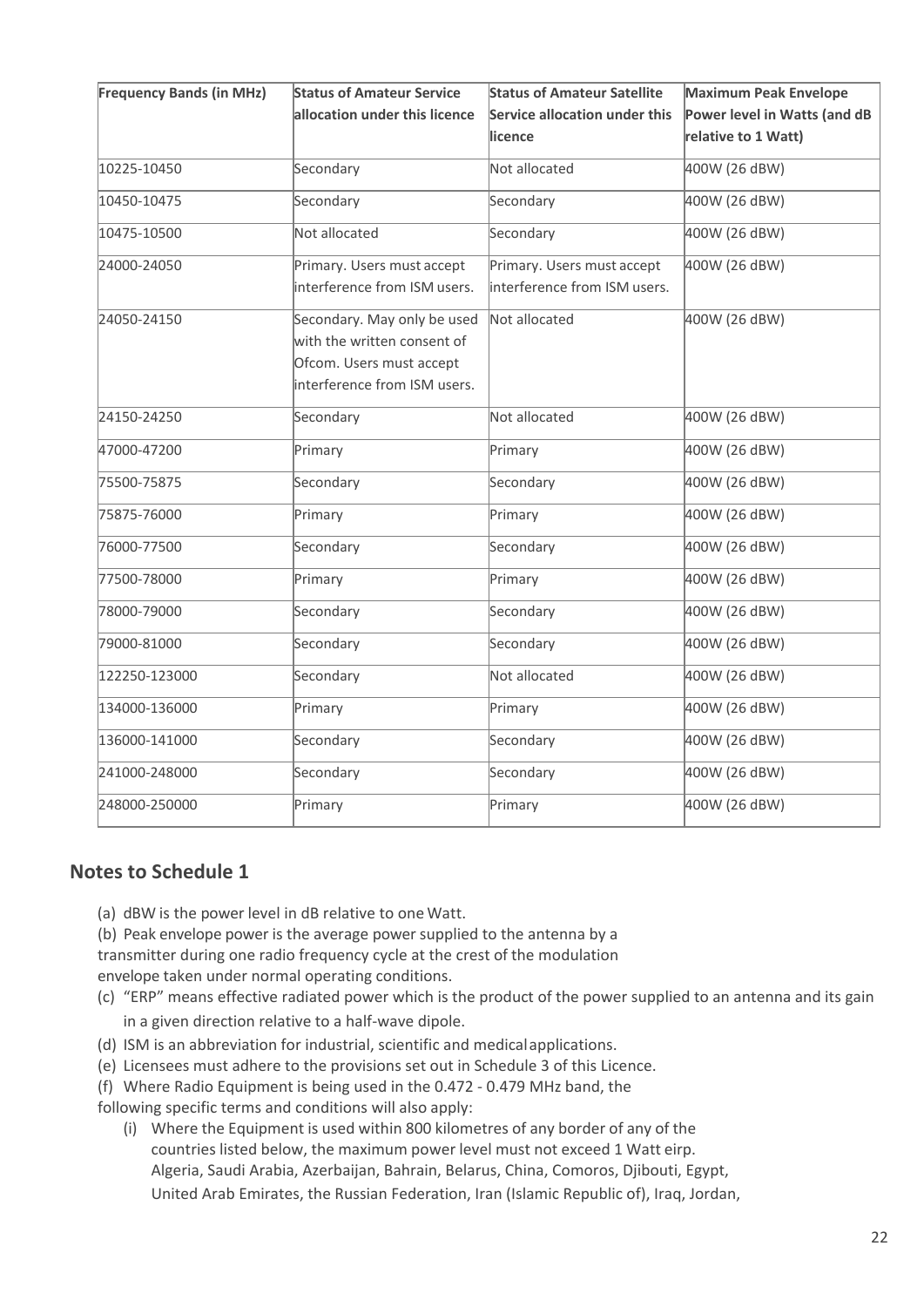| Frequency Bands (in MHz) | Status of Amateur Service allocation under this licence | Status of Amateur Satellite Service allocation under this licence | Maximum Peak Envelope Power level in Watts (and dB relative to 1 Watt) |
|---|---|---|---|
| 10225-10450 | Secondary | Not allocated | 400W (26 dBW) |
| 10450-10475 | Secondary | Secondary | 400W (26 dBW) |
| 10475-10500 | Not allocated | Secondary | 400W (26 dBW) |
| 24000-24050 | Primary. Users must accept interference from ISM users. | Primary. Users must accept interference from ISM users. | 400W (26 dBW) |
| 24050-24150 | Secondary. May only be used with the written consent of Ofcom. Users must accept interference from ISM users. | Not allocated | 400W (26 dBW) |
| 24150-24250 | Secondary | Not allocated | 400W (26 dBW) |
| 47000-47200 | Primary | Primary | 400W (26 dBW) |
| 75500-75875 | Secondary | Secondary | 400W (26 dBW) |
| 75875-76000 | Primary | Primary | 400W (26 dBW) |
| 76000-77500 | Secondary | Secondary | 400W (26 dBW) |
| 77500-78000 | Primary | Primary | 400W (26 dBW) |
| 78000-79000 | Secondary | Secondary | 400W (26 dBW) |
| 79000-81000 | Secondary | Secondary | 400W (26 dBW) |
| 122250-123000 | Secondary | Not allocated | 400W (26 dBW) |
| 134000-136000 | Primary | Primary | 400W (26 dBW) |
| 136000-141000 | Secondary | Secondary | 400W (26 dBW) |
| 241000-248000 | Secondary | Secondary | 400W (26 dBW) |
| 248000-250000 | Primary | Primary | 400W (26 dBW) |

## Notes to Schedule 1

(a) dBW is the power level in dB relative to one Watt.

(b) Peak envelope power is the average power supplied to the antenna by a transmitter during one radio frequency cycle at the crest of the modulation envelope taken under normal operating conditions.

(c) "ERP" means effective radiated power which is the product of the power supplied to an antenna and its gain in a given direction relative to a half-wave dipole.

(d) ISM is an abbreviation for industrial, scientific and medical applications.

(e) Licensees must adhere to the provisions set out in Schedule 3 of this Licence.

(f) Where Radio Equipment is being used in the 0.472 - 0.479 MHz band, the following specific terms and conditions will also apply:

(i) Where the Equipment is used within 800 kilometres of any border of any of the countries listed below, the maximum power level must not exceed 1 Watt eirp. Algeria, Saudi Arabia, Azerbaijan, Bahrain, Belarus, China, Comoros, Djibouti, Egypt, United Arab Emirates, the Russian Federation, Iran (Islamic Republic of), Iraq, Jordan,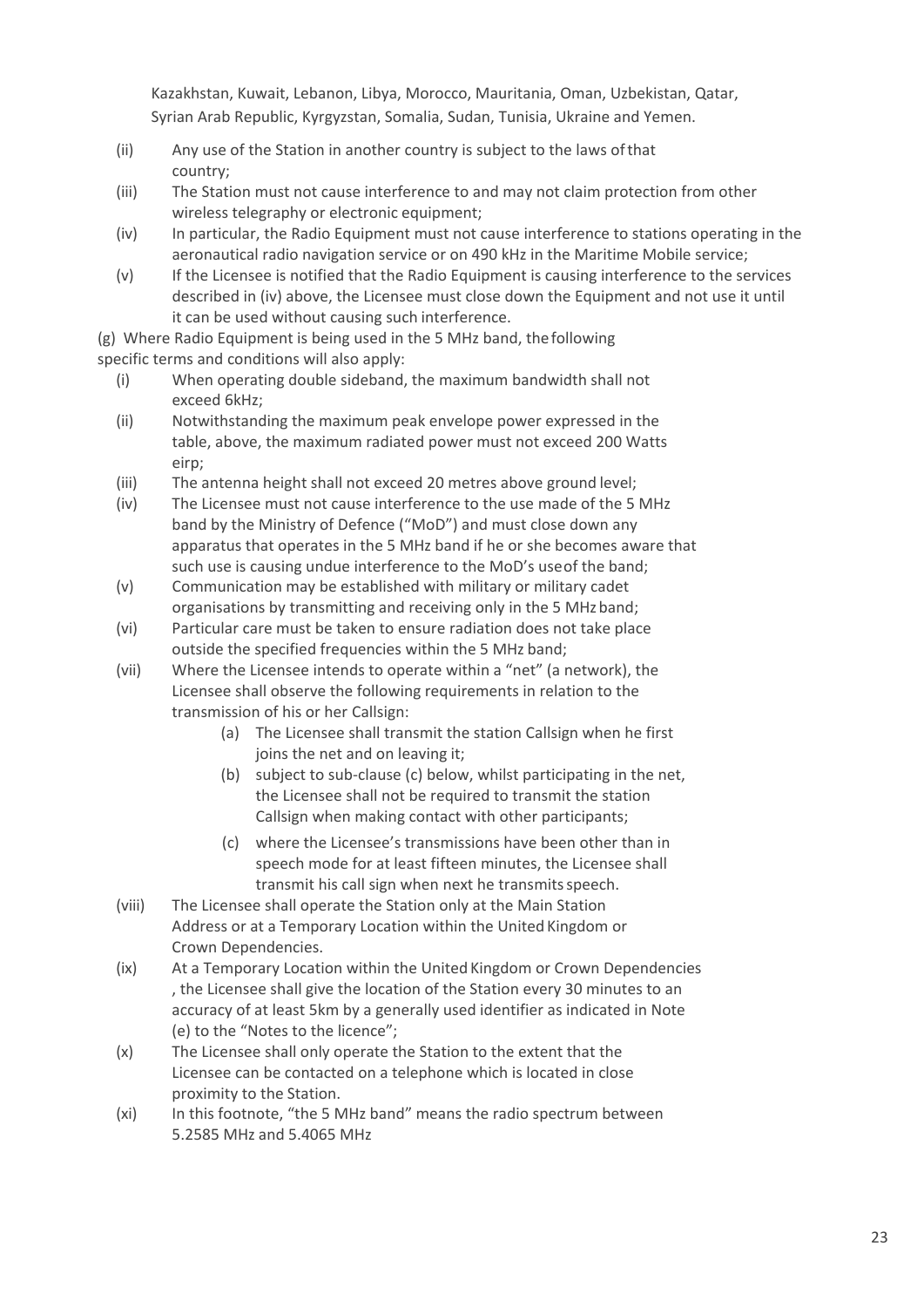Kazakhstan, Kuwait, Lebanon, Libya, Morocco, Mauritania, Oman, Uzbekistan, Qatar, Syrian Arab Republic, Kyrgyzstan, Somalia, Sudan, Tunisia, Ukraine and Yemen.

- (ii) Any use of the Station in another country is subject to the laws of that country;
- (iii) The Station must not cause interference to and may not claim protection from other wireless telegraphy or electronic equipment;
- (iv) In particular, the Radio Equipment must not cause interference to stations operating in the aeronautical radio navigation service or on 490 kHz in the Maritime Mobile service;
- (v) If the Licensee is notified that the Radio Equipment is causing interference to the services described in (iv) above, the Licensee must close down the Equipment and not use it until it can be used without causing such interference.

(g) Where Radio Equipment is being used in the 5 MHz band, the following specific terms and conditions will also apply:

- (i) When operating double sideband, the maximum bandwidth shall not exceed 6kHz;
- (ii) Notwithstanding the maximum peak envelope power expressed in the table, above, the maximum radiated power must not exceed 200 Watts eirp;
- (iii) The antenna height shall not exceed 20 metres above ground level;
- (iv) The Licensee must not cause interference to the use made of the 5 MHz band by the Ministry of Defence ("MoD") and must close down any apparatus that operates in the 5 MHz band if he or she becomes aware that such use is causing undue interference to the MoD's use of the band;
- (v) Communication may be established with military or military cadet organisations by transmitting and receiving only in the 5 MHz band;
- (vi) Particular care must be taken to ensure radiation does not take place outside the specified frequencies within the 5 MHz band;
- (vii) Where the Licensee intends to operate within a "net" (a network), the Licensee shall observe the following requirements in relation to the transmission of his or her Callsign:
  - (a) The Licensee shall transmit the station Callsign when he first joins the net and on leaving it;
  - (b) subject to sub-clause (c) below, whilst participating in the net, the Licensee shall not be required to transmit the station Callsign when making contact with other participants;
  - (c) where the Licensee's transmissions have been other than in speech mode for at least fifteen minutes, the Licensee shall transmit his call sign when next he transmits speech.
- (viii) The Licensee shall operate the Station only at the Main Station Address or at a Temporary Location within the United Kingdom or Crown Dependencies.
- (ix) At a Temporary Location within the United Kingdom or Crown Dependencies , the Licensee shall give the location of the Station every 30 minutes to an accuracy of at least 5km by a generally used identifier as indicated in Note (e) to the "Notes to the licence";
- (x) The Licensee shall only operate the Station to the extent that the Licensee can be contacted on a telephone which is located in close proximity to the Station.
- (xi) In this footnote, "the 5 MHz band" means the radio spectrum between 5.2585 MHz and 5.4065 MHz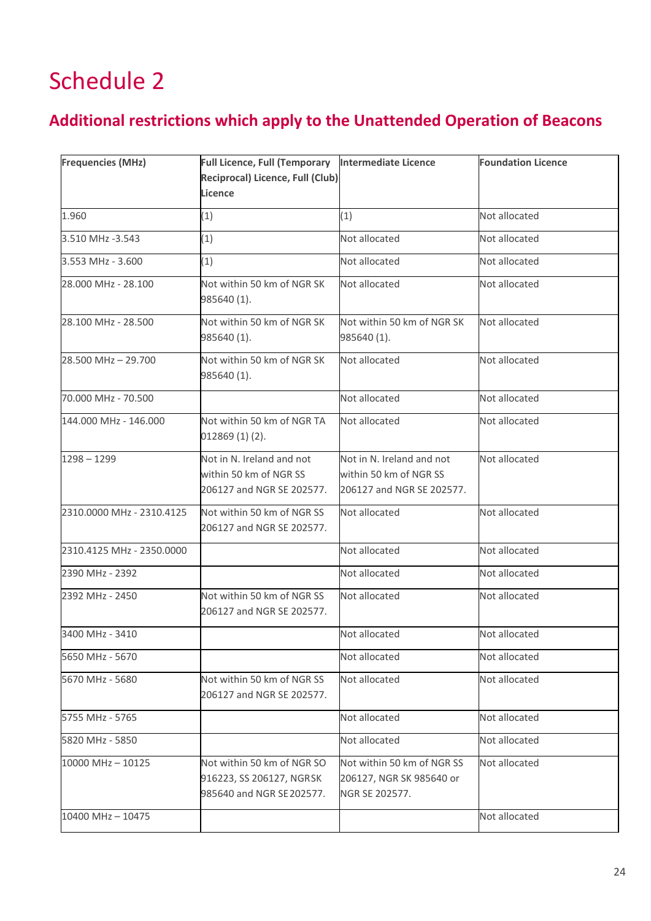# Schedule 2

## Additional restrictions which apply to the Unattended Operation of Beacons

| Frequencies (MHz) | Full Licence, Full (Temporary Reciprocal) Licence, Full (Club) Licence | Intermediate Licence | Foundation Licence |
|---|---|---|---|
| 1.960 | (1) | (1) | Not allocated |
| 3.510 MHz -3.543 | (1) | Not allocated | Not allocated |
| 3.553 MHz - 3.600 | (1) | Not allocated | Not allocated |
| 28.000 MHz - 28.100 | Not within 50 km of NGR SK 985640 (1). | Not allocated | Not allocated |
| 28.100 MHz - 28.500 | Not within 50 km of NGR SK 985640 (1). | Not within 50 km of NGR SK 985640 (1). | Not allocated |
| 28.500 MHz – 29.700 | Not within 50 km of NGR SK 985640 (1). | Not allocated | Not allocated |
| 70.000 MHz - 70.500 | | Not allocated | Not allocated |
| 144.000 MHz - 146.000 | Not within 50 km of NGR TA 012869 (1) (2). | Not allocated | Not allocated |
| 1298 – 1299 | Not in N. Ireland and not within 50 km of NGR SS 206127 and NGR SE 202577. | Not in N. Ireland and not within 50 km of NGR SS 206127 and NGR SE 202577. | Not allocated |
| 2310.0000 MHz - 2310.4125 | Not within 50 km of NGR SS 206127 and NGR SE 202577. | Not allocated | Not allocated |
| 2310.4125 MHz - 2350.0000 | | Not allocated | Not allocated |
| 2390 MHz - 2392 | | Not allocated | Not allocated |
| 2392 MHz - 2450 | Not within 50 km of NGR SS 206127 and NGR SE 202577. | Not allocated | Not allocated |
| 3400 MHz - 3410 | | Not allocated | Not allocated |
| 5650 MHz - 5670 | | Not allocated | Not allocated |
| 5670 MHz - 5680 | Not within 50 km of NGR SS 206127 and NGR SE 202577. | Not allocated | Not allocated |
| 5755 MHz - 5765 | | Not allocated | Not allocated |
| 5820 MHz - 5850 | | Not allocated | Not allocated |
| 10000 MHz – 10125 | Not within 50 km of NGR SO 916223, SS 206127, NGRSK 985640 and NGR SE 202577. | Not within 50 km of NGR SS 206127, NGR SK 985640 or NGR SE 202577. | Not allocated |
| 10400 MHz – 10475 | | | Not allocated |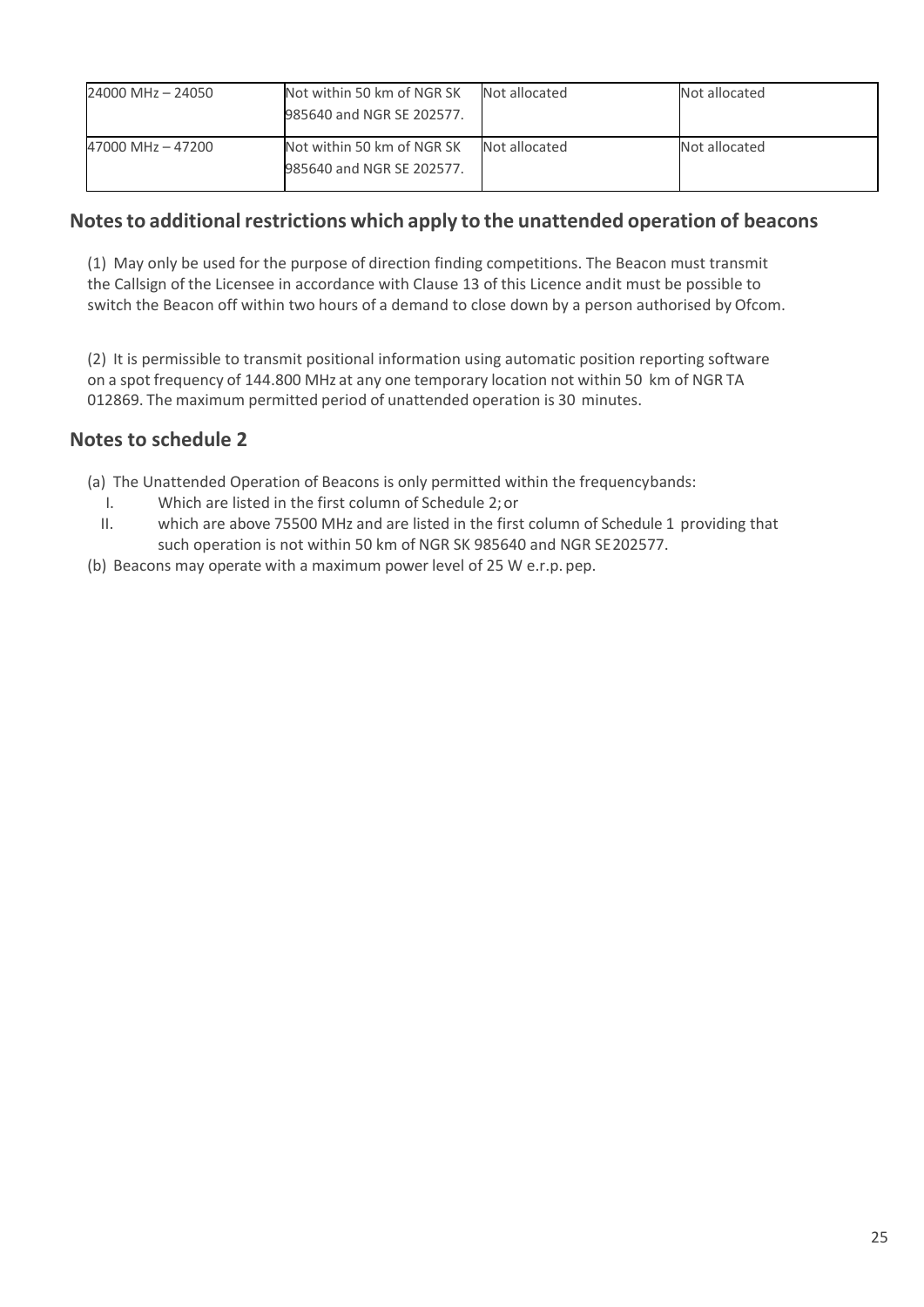| | | | |
|---|---|---|---|
| 24000 MHz – 24050 | Not within 50 km of NGR SK 985640 and NGR SE 202577. | Not allocated | Not allocated |
| 47000 MHz – 47200 | Not within 50 km of NGR SK 985640 and NGR SE 202577. | Not allocated | Not allocated |

## Notes to additional restrictions which apply to the unattended operation of beacons

(1) May only be used for the purpose of direction finding competitions. The Beacon must transmit the Callsign of the Licensee in accordance with Clause 13 of this Licence andit must be possible to switch the Beacon off within two hours of a demand to close down by a person authorised by Ofcom.

(2) It is permissible to transmit positional information using automatic position reporting software on a spot frequency of 144.800 MHz at any one temporary location not within 50 km of NGR TA 012869. The maximum permitted period of unattended operation is 30 minutes.

## Notes to schedule 2

(a) The Unattended Operation of Beacons is only permitted within the frequencybands:

I. Which are listed in the first column of Schedule 2; or

II. which are above 75500 MHz and are listed in the first column of Schedule 1 providing that such operation is not within 50 km of NGR SK 985640 and NGR SE 202577.

(b) Beacons may operate with a maximum power level of 25 W e.r.p. pep.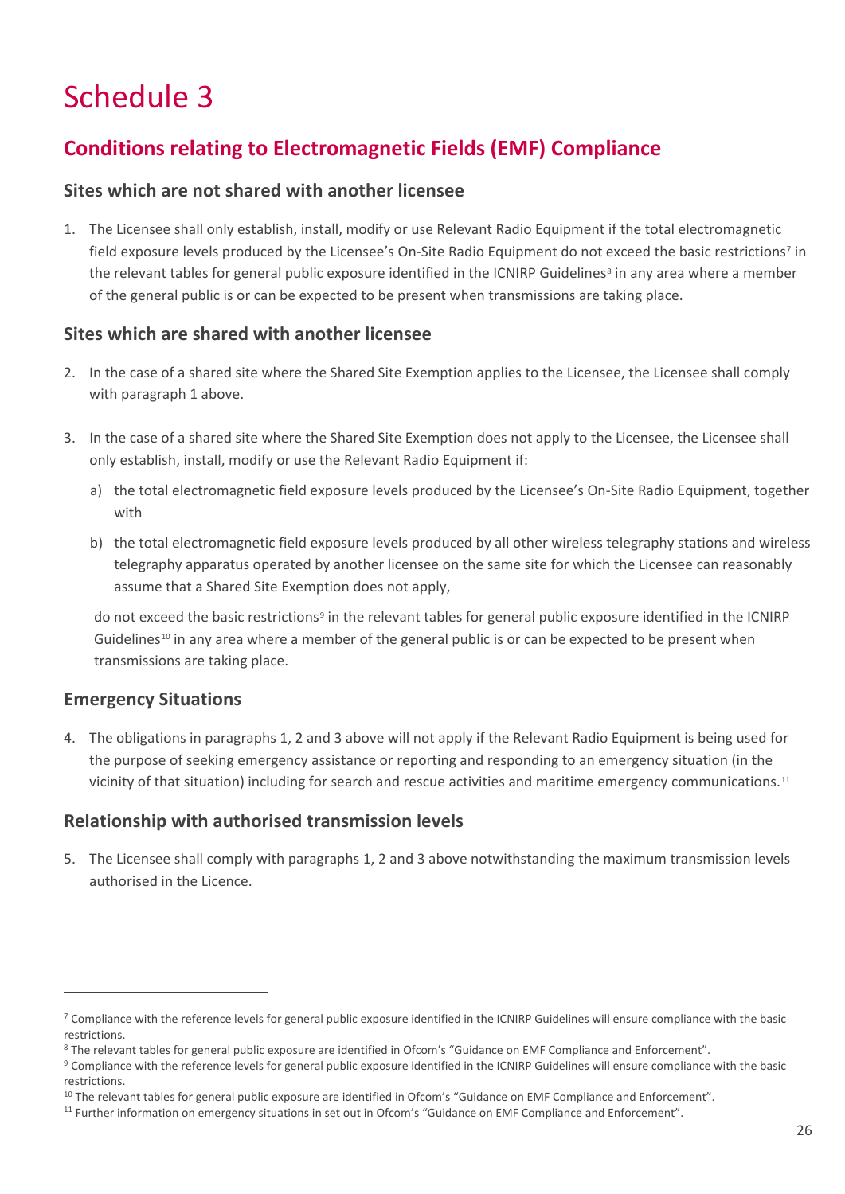# Schedule 3

## Conditions relating to Electromagnetic Fields (EMF) Compliance

### Sites which are not shared with another licensee

1. The Licensee shall only establish, install, modify or use Relevant Radio Equipment if the total electromagnetic field exposure levels produced by the Licensee's On-Site Radio Equipment do not exceed the basic restrictions[7] in the relevant tables for general public exposure identified in the ICNIRP Guidelines[8] in any area where a member of the general public is or can be expected to be present when transmissions are taking place.

### Sites which are shared with another licensee

2. In the case of a shared site where the Shared Site Exemption applies to the Licensee, the Licensee shall comply with paragraph 1 above.

3. In the case of a shared site where the Shared Site Exemption does not apply to the Licensee, the Licensee shall only establish, install, modify or use the Relevant Radio Equipment if:

   a) the total electromagnetic field exposure levels produced by the Licensee's On-Site Radio Equipment, together with

   b) the total electromagnetic field exposure levels produced by all other wireless telegraphy stations and wireless telegraphy apparatus operated by another licensee on the same site for which the Licensee can reasonably assume that a Shared Site Exemption does not apply,

   do not exceed the basic restrictions[9] in the relevant tables for general public exposure identified in the ICNIRP Guidelines[10] in any area where a member of the general public is or can be expected to be present when transmissions are taking place.

### Emergency Situations

4. The obligations in paragraphs 1, 2 and 3 above will not apply if the Relevant Radio Equipment is being used for the purpose of seeking emergency assistance or reporting and responding to an emergency situation (in the vicinity of that situation) including for search and rescue activities and maritime emergency communications.[11]

### Relationship with authorised transmission levels

5. The Licensee shall comply with paragraphs 1, 2 and 3 above notwithstanding the maximum transmission levels authorised in the Licence.

---

[7] Compliance with the reference levels for general public exposure identified in the ICNIRP Guidelines will ensure compliance with the basic restrictions.

[8] The relevant tables for general public exposure are identified in Ofcom's "Guidance on EMF Compliance and Enforcement".

[9] Compliance with the reference levels for general public exposure identified in the ICNIRP Guidelines will ensure compliance with the basic restrictions.

[10] The relevant tables for general public exposure are identified in Ofcom's "Guidance on EMF Compliance and Enforcement".

[11] Further information on emergency situations in set out in Ofcom's "Guidance on EMF Compliance and Enforcement".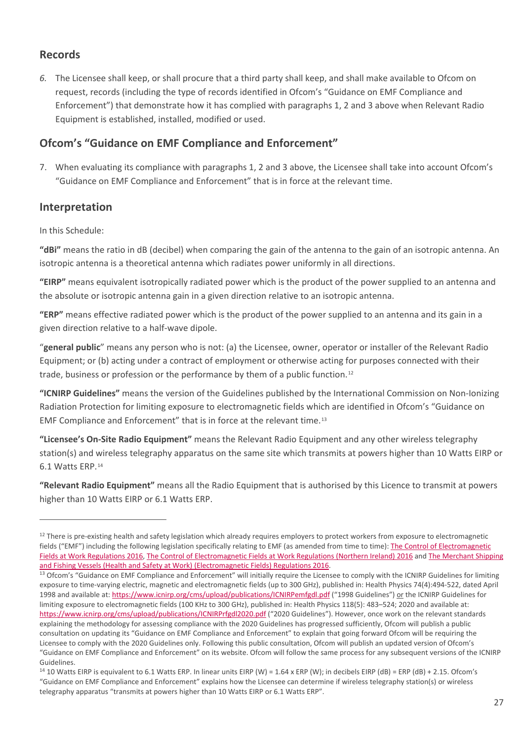## Records

*6.* The Licensee shall keep, or shall procure that a third party shall keep, and shall make available to Ofcom on request, records (including the type of records identified in Ofcom's "Guidance on EMF Compliance and Enforcement") that demonstrate how it has complied with paragraphs 1, 2 and 3 above when Relevant Radio Equipment is established, installed, modified or used.

## Ofcom's "Guidance on EMF Compliance and Enforcement"

7. When evaluating its compliance with paragraphs 1, 2 and 3 above, the Licensee shall take into account Ofcom's "Guidance on EMF Compliance and Enforcement" that is in force at the relevant time.

## Interpretation

In this Schedule:

**"dBi"** means the ratio in dB (decibel) when comparing the gain of the antenna to the gain of an isotropic antenna. An isotropic antenna is a theoretical antenna which radiates power uniformly in all directions.

**"EIRP"** means equivalent isotropically radiated power which is the product of the power supplied to an antenna and the absolute or isotropic antenna gain in a given direction relative to an isotropic antenna.

**"ERP"** means effective radiated power which is the product of the power supplied to an antenna and its gain in a given direction relative to a half-wave dipole.

"**general public**" means any person who is not: (a) the Licensee, owner, operator or installer of the Relevant Radio Equipment; or (b) acting under a contract of employment or otherwise acting for purposes connected with their trade, business or profession or the performance by them of a public function.[12]

**"ICNIRP Guidelines"** means the version of the Guidelines published by the International Commission on Non-Ionizing Radiation Protection for limiting exposure to electromagnetic fields which are identified in Ofcom's "Guidance on EMF Compliance and Enforcement" that is in force at the relevant time.[13]

**"Licensee's On-Site Radio Equipment"** means the Relevant Radio Equipment and any other wireless telegraphy station(s) and wireless telegraphy apparatus on the same site which transmits at powers higher than 10 Watts EIRP or 6.1 Watts ERP.[14]

**"Relevant Radio Equipment"** means all the Radio Equipment that is authorised by this Licence to transmit at powers higher than 10 Watts EIRP or 6.1 Watts ERP.

---

[12] There is pre-existing health and safety legislation which already requires employers to protect workers from exposure to electromagnetic fields ("EMF") including the following legislation specifically relating to EMF (as amended from time to time): The Control of Electromagnetic Fields at Work Regulations 2016, The Control of Electromagnetic Fields at Work Regulations (Northern Ireland) 2016 and The Merchant Shipping and Fishing Vessels (Health and Safety at Work) (Electromagnetic Fields) Regulations 2016.

[13] Ofcom's "Guidance on EMF Compliance and Enforcement" will initially require the Licensee to comply with the ICNIRP Guidelines for limiting exposure to time-varying electric, magnetic and electromagnetic fields (up to 300 GHz), published in: Health Physics 74(4):494-522, dated April 1998 and available at: https://www.icnirp.org/cms/upload/publications/ICNIRPemfgdl.pdf ("1998 Guidelines") or the ICNIRP Guidelines for limiting exposure to electromagnetic fields (100 KHz to 300 GHz), published in: Health Physics 118(5): 483–524; 2020 and available at: https://www.icnirp.org/cms/upload/publications/ICNIRPrfgdl2020.pdf ("2020 Guidelines"). However, once work on the relevant standards explaining the methodology for assessing compliance with the 2020 Guidelines has progressed sufficiently, Ofcom will publish a public consultation on updating its "Guidance on EMF Compliance and Enforcement" to explain that going forward Ofcom will be requiring the Licensee to comply with the 2020 Guidelines only. Following this public consultation, Ofcom will publish an updated version of Ofcom's "Guidance on EMF Compliance and Enforcement" on its website. Ofcom will follow the same process for any subsequent versions of the ICNIRP Guidelines.

[14] 10 Watts EIRP is equivalent to 6.1 Watts ERP. In linear units EIRP (W) = 1.64 x ERP (W); in decibels EIRP (dB) = ERP (dB) + 2.15. Ofcom's "Guidance on EMF Compliance and Enforcement" explains how the Licensee can determine if wireless telegraphy station(s) or wireless telegraphy apparatus "transmits at powers higher than 10 Watts EIRP or 6.1 Watts ERP".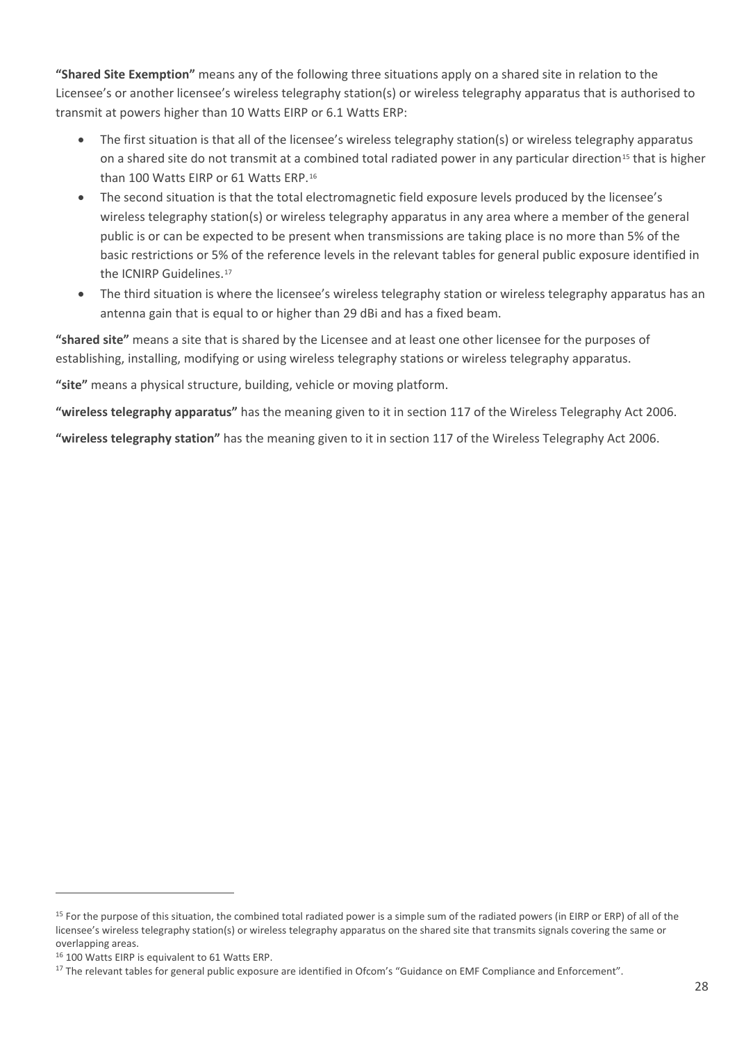**"Shared Site Exemption"** means any of the following three situations apply on a shared site in relation to the Licensee's or another licensee's wireless telegraphy station(s) or wireless telegraphy apparatus that is authorised to transmit at powers higher than 10 Watts EIRP or 6.1 Watts ERP:

- The first situation is that all of the licensee's wireless telegraphy station(s) or wireless telegraphy apparatus on a shared site do not transmit at a combined total radiated power in any particular direction[15] that is higher than 100 Watts EIRP or 61 Watts ERP.[16]
- The second situation is that the total electromagnetic field exposure levels produced by the licensee's wireless telegraphy station(s) or wireless telegraphy apparatus in any area where a member of the general public is or can be expected to be present when transmissions are taking place is no more than 5% of the basic restrictions or 5% of the reference levels in the relevant tables for general public exposure identified in the ICNIRP Guidelines.[17]
- The third situation is where the licensee's wireless telegraphy station or wireless telegraphy apparatus has an antenna gain that is equal to or higher than 29 dBi and has a fixed beam.

**"shared site"** means a site that is shared by the Licensee and at least one other licensee for the purposes of establishing, installing, modifying or using wireless telegraphy stations or wireless telegraphy apparatus.

**"site"** means a physical structure, building, vehicle or moving platform.

**"wireless telegraphy apparatus"** has the meaning given to it in section 117 of the Wireless Telegraphy Act 2006.

**"wireless telegraphy station"** has the meaning given to it in section 117 of the Wireless Telegraphy Act 2006.

---

[15] For the purpose of this situation, the combined total radiated power is a simple sum of the radiated powers (in EIRP or ERP) of all of the licensee's wireless telegraphy station(s) or wireless telegraphy apparatus on the shared site that transmits signals covering the same or overlapping areas.

[16] 100 Watts EIRP is equivalent to 61 Watts ERP.

[17] The relevant tables for general public exposure are identified in Ofcom's "Guidance on EMF Compliance and Enforcement".